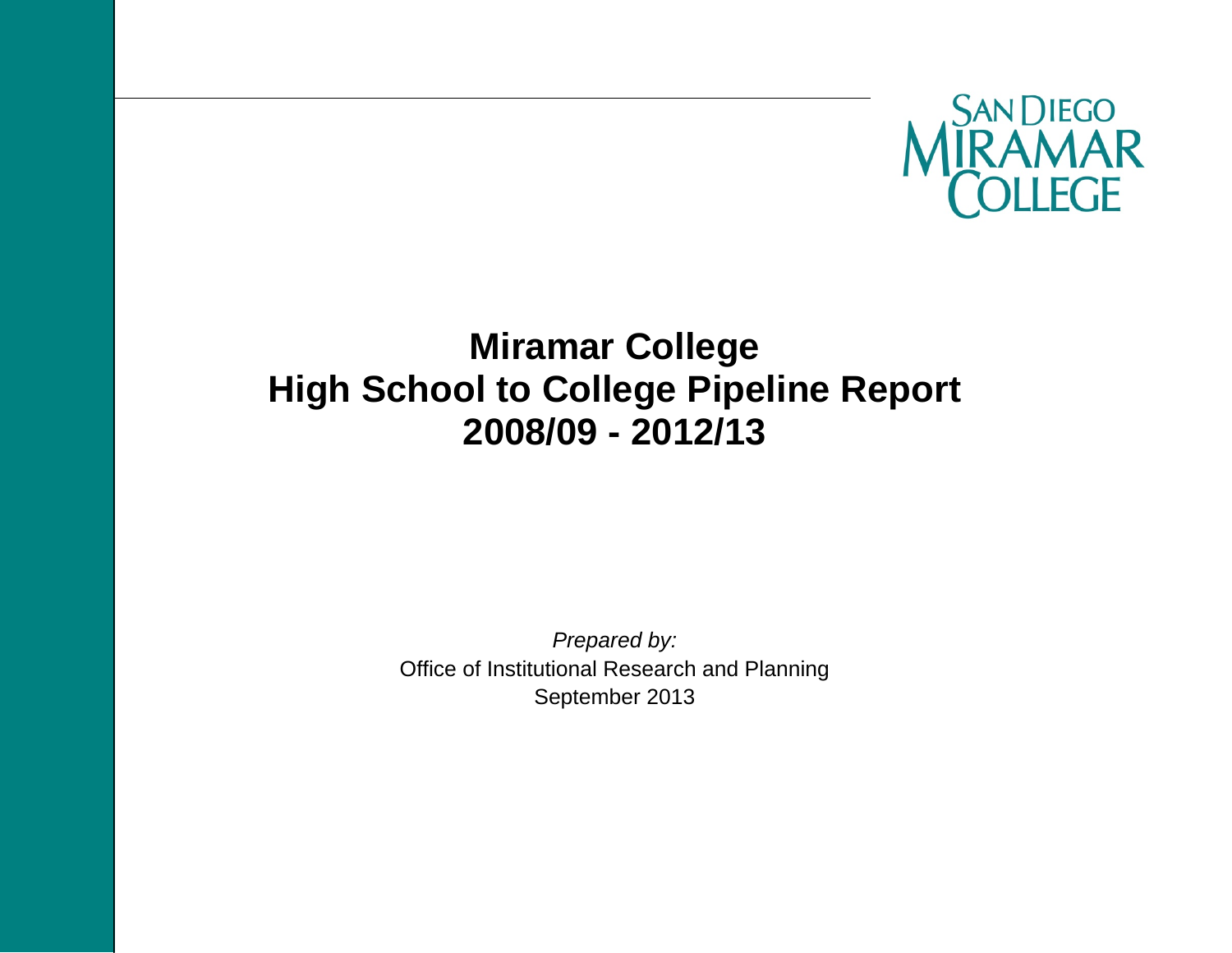SAN DIEGO MIRAMAR COLLEGE

# Miramar College
# High School to College Pipeline Report
# 2008/09 - 2012/13

*Prepared by:*

Office of Institutional Research and Planning

September 2013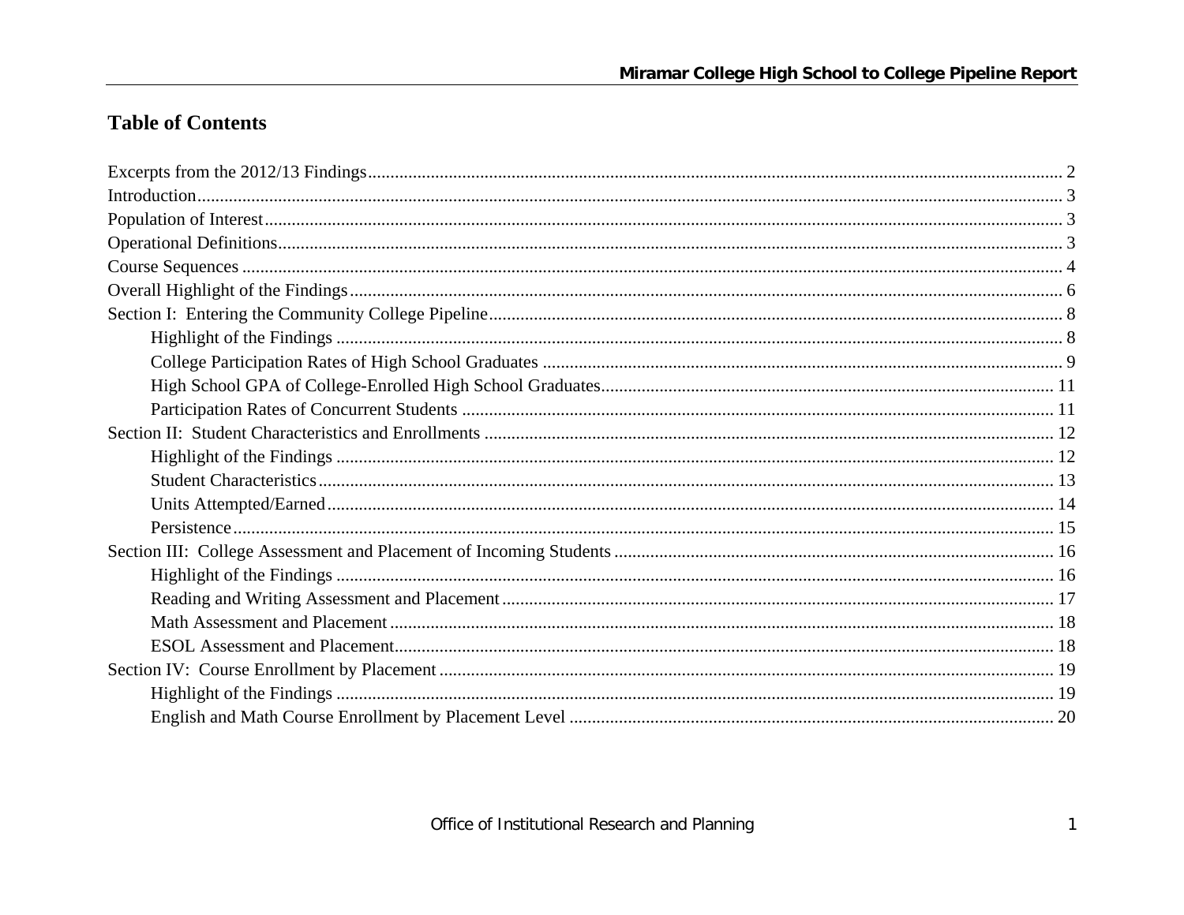## Table of Contents

- Excerpts from the 2012/13 Findings ..... 2
- Introduction ..... 3
- Population of Interest ..... 3
- Operational Definitions ..... 3
- Course Sequences ..... 4
- Overall Highlight of the Findings ..... 6
- Section I: Entering the Community College Pipeline ..... 8
  - Highlight of the Findings ..... 8
  - College Participation Rates of High School Graduates ..... 9
  - High School GPA of College-Enrolled High School Graduates ..... 11
  - Participation Rates of Concurrent Students ..... 11
- Section II: Student Characteristics and Enrollments ..... 12
  - Highlight of the Findings ..... 12
  - Student Characteristics ..... 13
  - Units Attempted/Earned ..... 14
  - Persistence ..... 15
- Section III: College Assessment and Placement of Incoming Students ..... 16
  - Highlight of the Findings ..... 16
  - Reading and Writing Assessment and Placement ..... 17
  - Math Assessment and Placement ..... 18
  - ESOL Assessment and Placement ..... 18
- Section IV: Course Enrollment by Placement ..... 19
  - Highlight of the Findings ..... 19
  - English and Math Course Enrollment by Placement Level ..... 20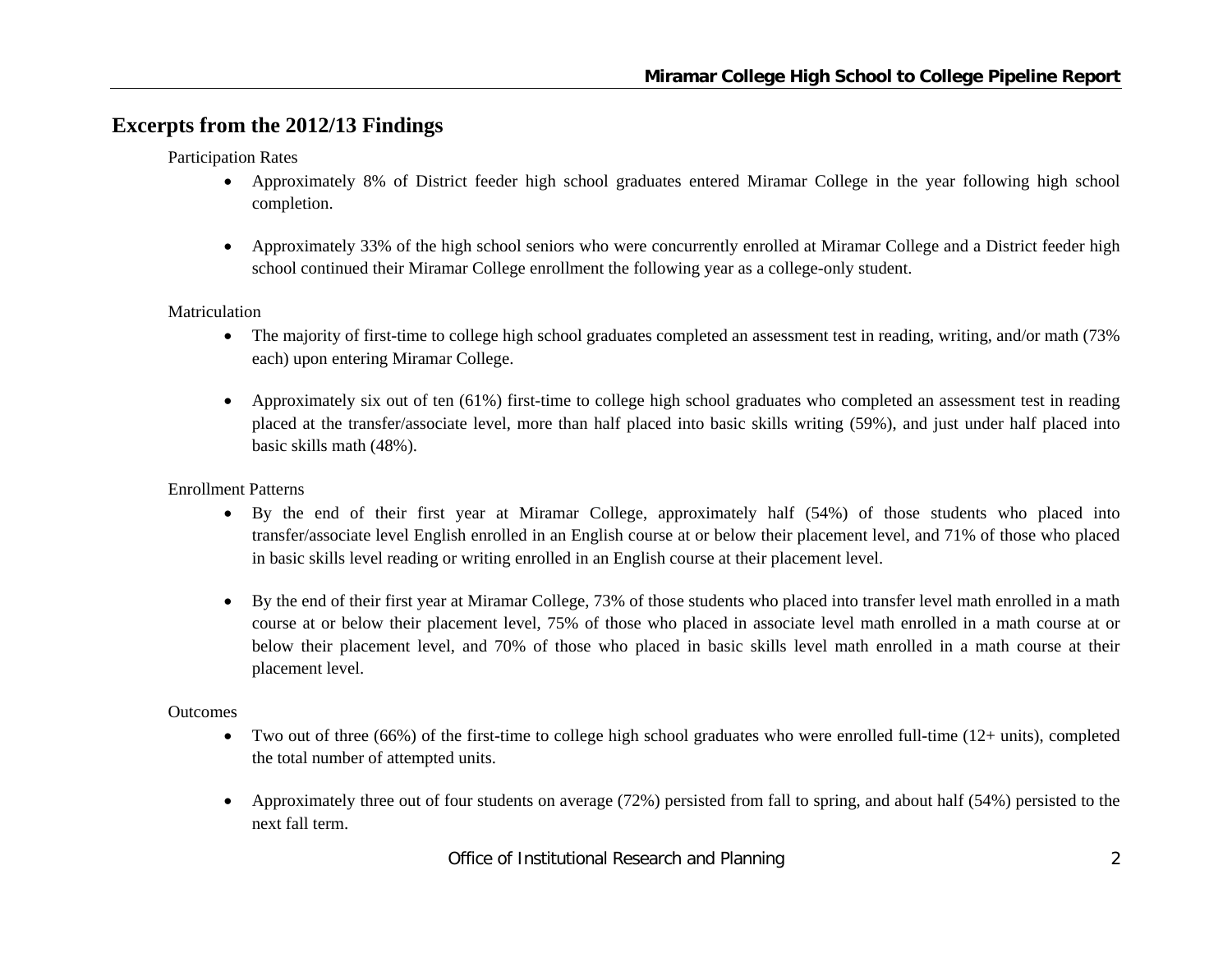## Excerpts from the 2012/13 Findings

Participation Rates

- Approximately 8% of District feeder high school graduates entered Miramar College in the year following high school completion.
- Approximately 33% of the high school seniors who were concurrently enrolled at Miramar College and a District feeder high school continued their Miramar College enrollment the following year as a college-only student.

Matriculation

- The majority of first-time to college high school graduates completed an assessment test in reading, writing, and/or math (73% each) upon entering Miramar College.
- Approximately six out of ten (61%) first-time to college high school graduates who completed an assessment test in reading placed at the transfer/associate level, more than half placed into basic skills writing (59%), and just under half placed into basic skills math (48%).

Enrollment Patterns

- By the end of their first year at Miramar College, approximately half (54%) of those students who placed into transfer/associate level English enrolled in an English course at or below their placement level, and 71% of those who placed in basic skills level reading or writing enrolled in an English course at their placement level.
- By the end of their first year at Miramar College, 73% of those students who placed into transfer level math enrolled in a math course at or below their placement level, 75% of those who placed in associate level math enrolled in a math course at or below their placement level, and 70% of those who placed in basic skills level math enrolled in a math course at their placement level.

Outcomes

- Two out of three (66%) of the first-time to college high school graduates who were enrolled full-time (12+ units), completed the total number of attempted units.
- Approximately three out of four students on average (72%) persisted from fall to spring, and about half (54%) persisted to the next fall term.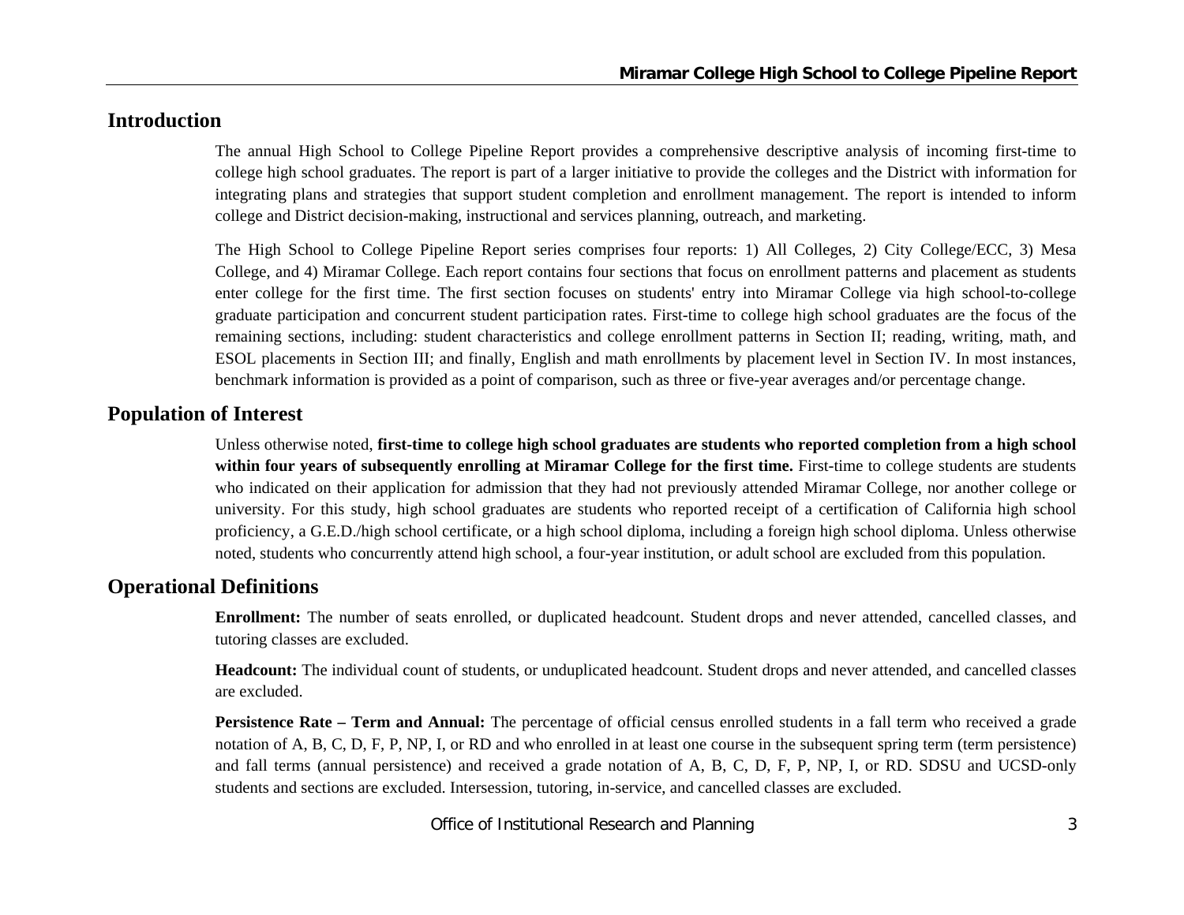## Introduction

The annual High School to College Pipeline Report provides a comprehensive descriptive analysis of incoming first-time to college high school graduates. The report is part of a larger initiative to provide the colleges and the District with information for integrating plans and strategies that support student completion and enrollment management. The report is intended to inform college and District decision-making, instructional and services planning, outreach, and marketing.

The High School to College Pipeline Report series comprises four reports: 1) All Colleges, 2) City College/ECC, 3) Mesa College, and 4) Miramar College. Each report contains four sections that focus on enrollment patterns and placement as students enter college for the first time. The first section focuses on students' entry into Miramar College via high school-to-college graduate participation and concurrent student participation rates. First-time to college high school graduates are the focus of the remaining sections, including: student characteristics and college enrollment patterns in Section II; reading, writing, math, and ESOL placements in Section III; and finally, English and math enrollments by placement level in Section IV. In most instances, benchmark information is provided as a point of comparison, such as three or five-year averages and/or percentage change.

## Population of Interest

Unless otherwise noted, **first-time to college high school graduates are students who reported completion from a high school within four years of subsequently enrolling at Miramar College for the first time.** First-time to college students are students who indicated on their application for admission that they had not previously attended Miramar College, nor another college or university. For this study, high school graduates are students who reported receipt of a certification of California high school proficiency, a G.E.D./high school certificate, or a high school diploma, including a foreign high school diploma. Unless otherwise noted, students who concurrently attend high school, a four-year institution, or adult school are excluded from this population.

## Operational Definitions

**Enrollment:** The number of seats enrolled, or duplicated headcount. Student drops and never attended, cancelled classes, and tutoring classes are excluded.

**Headcount:** The individual count of students, or unduplicated headcount. Student drops and never attended, and cancelled classes are excluded.

**Persistence Rate – Term and Annual:** The percentage of official census enrolled students in a fall term who received a grade notation of A, B, C, D, F, P, NP, I, or RD and who enrolled in at least one course in the subsequent spring term (term persistence) and fall terms (annual persistence) and received a grade notation of A, B, C, D, F, P, NP, I, or RD. SDSU and UCSD-only students and sections are excluded. Intersession, tutoring, in-service, and cancelled classes are excluded.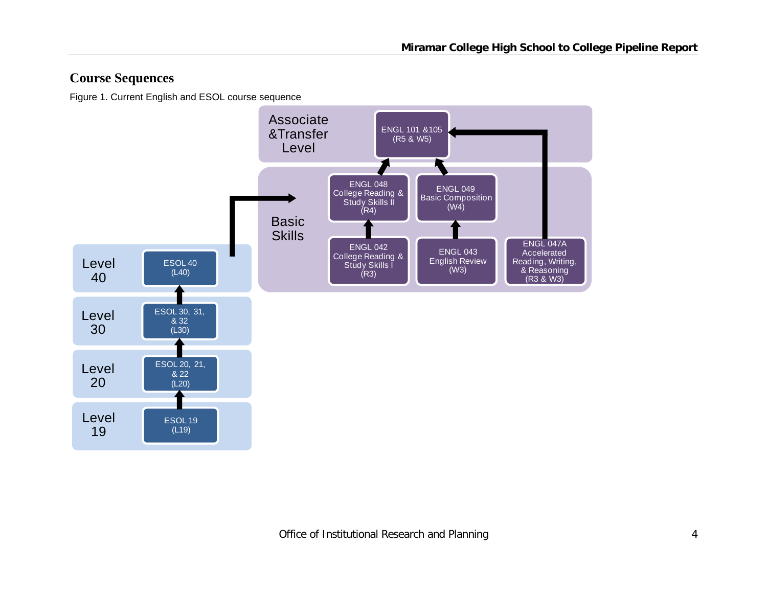## Course Sequences

Figure 1. Current English and ESOL course sequence

Associate &Transfer Level

ENGL 101 &105 (R5 & W5)

Basic Skills

ENGL 048 College Reading & Study Skills II (R4)

ENGL 049 Basic Composition (W4)

ENGL 042 College Reading & Study Skills I (R3)

ENGL 043 English Review (W3)

ENGL 047A Accelerated Reading, Writing, & Reasoning (R3 & W3)

Level 40 — ESOL 40 (L40)

Level 30 — ESOL 30, 31, & 32 (L30)

Level 20 — ESOL 20, 21, & 22 (L20)

Level 19 — ESOL 19 (L19)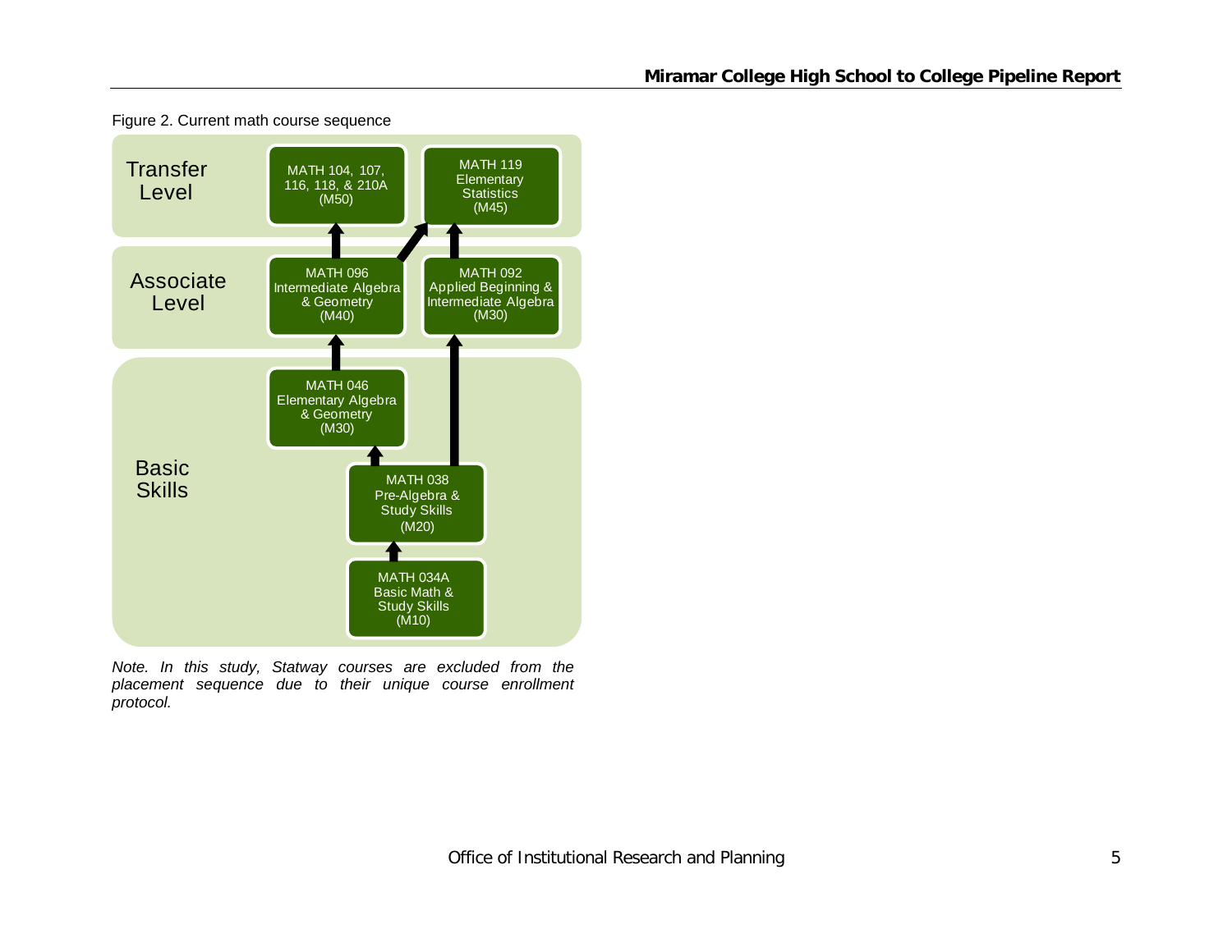Figure 2. Current math course sequence

| Level | Courses |
|---|---|
| Transfer Level | MATH 104, 107, 116, 118, & 210A (M50); MATH 119 Elementary Statistics (M45) |
| Associate Level | MATH 096 Intermediate Algebra & Geometry (M40); MATH 092 Applied Beginning & Intermediate Algebra (M30) |
| Basic Skills | MATH 046 Elementary Algebra & Geometry (M30); MATH 038 Pre-Algebra & Study Skills (M20); MATH 034A Basic Math & Study Skills (M10) |

Sequence paths:

- MATH 034A Basic Math & Study Skills (M10) → MATH 038 Pre-Algebra & Study Skills (M20)
- MATH 038 Pre-Algebra & Study Skills (M20) → MATH 046 Elementary Algebra & Geometry (M30)
- MATH 038 Pre-Algebra & Study Skills (M20) → MATH 092 Applied Beginning & Intermediate Algebra (M30)
- MATH 046 Elementary Algebra & Geometry (M30) → MATH 096 Intermediate Algebra & Geometry (M40)
- MATH 096 Intermediate Algebra & Geometry (M40) → MATH 104, 107, 116, 118, & 210A (M50)
- MATH 096 Intermediate Algebra & Geometry (M40) → MATH 119 Elementary Statistics (M45)
- MATH 092 Applied Beginning & Intermediate Algebra (M30) → MATH 119 Elementary Statistics (M45)

*Note. In this study, Statway courses are excluded from the placement sequence due to their unique course enrollment protocol.*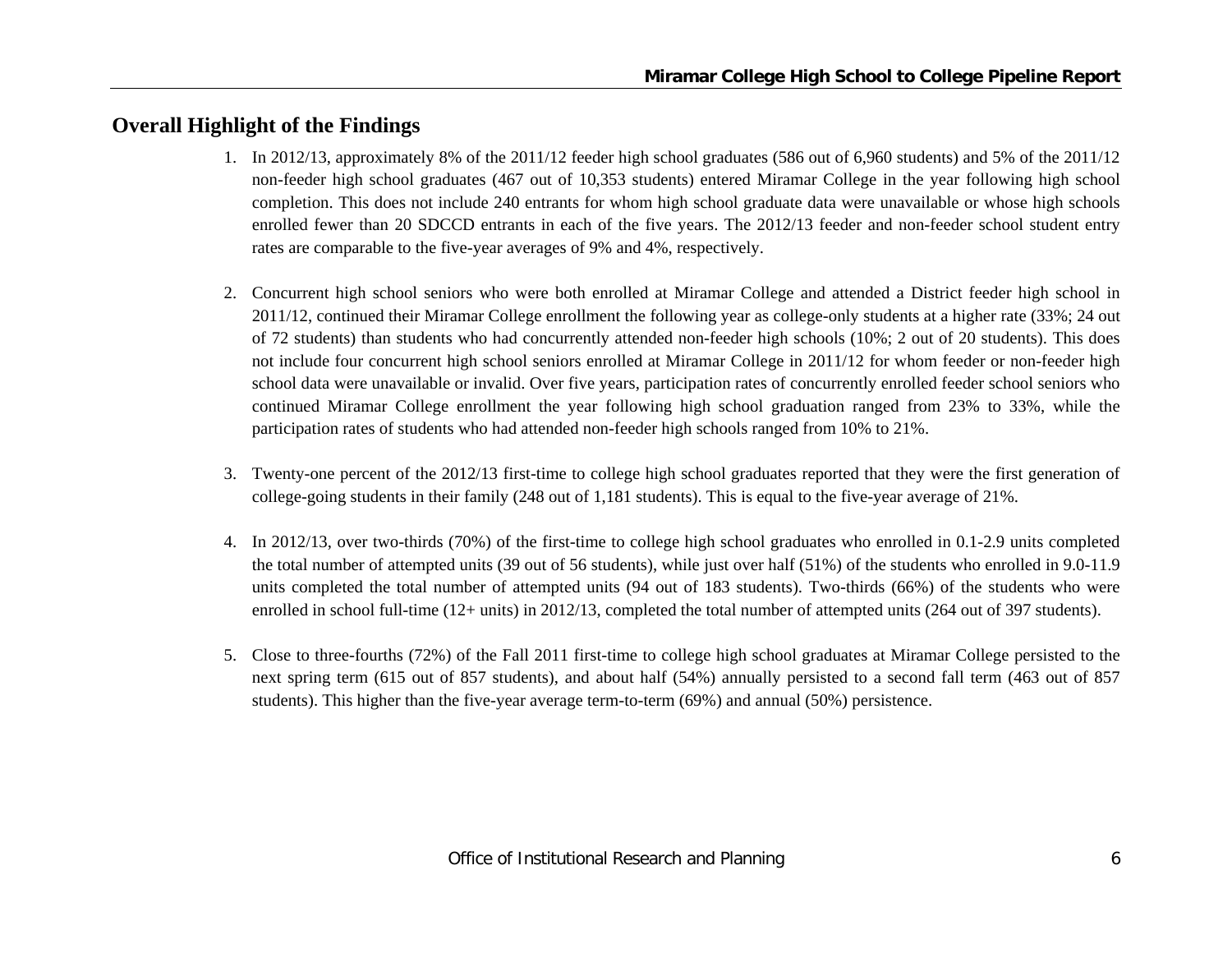## Overall Highlight of the Findings

1. In 2012/13, approximately 8% of the 2011/12 feeder high school graduates (586 out of 6,960 students) and 5% of the 2011/12 non-feeder high school graduates (467 out of 10,353 students) entered Miramar College in the year following high school completion. This does not include 240 entrants for whom high school graduate data were unavailable or whose high schools enrolled fewer than 20 SDCCD entrants in each of the five years. The 2012/13 feeder and non-feeder school student entry rates are comparable to the five-year averages of 9% and 4%, respectively.

2. Concurrent high school seniors who were both enrolled at Miramar College and attended a District feeder high school in 2011/12, continued their Miramar College enrollment the following year as college-only students at a higher rate (33%; 24 out of 72 students) than students who had concurrently attended non-feeder high schools (10%; 2 out of 20 students). This does not include four concurrent high school seniors enrolled at Miramar College in 2011/12 for whom feeder or non-feeder high school data were unavailable or invalid. Over five years, participation rates of concurrently enrolled feeder school seniors who continued Miramar College enrollment the year following high school graduation ranged from 23% to 33%, while the participation rates of students who had attended non-feeder high schools ranged from 10% to 21%.

3. Twenty-one percent of the 2012/13 first-time to college high school graduates reported that they were the first generation of college-going students in their family (248 out of 1,181 students). This is equal to the five-year average of 21%.

4. In 2012/13, over two-thirds (70%) of the first-time to college high school graduates who enrolled in 0.1-2.9 units completed the total number of attempted units (39 out of 56 students), while just over half (51%) of the students who enrolled in 9.0-11.9 units completed the total number of attempted units (94 out of 183 students). Two-thirds (66%) of the students who were enrolled in school full-time (12+ units) in 2012/13, completed the total number of attempted units (264 out of 397 students).

5. Close to three-fourths (72%) of the Fall 2011 first-time to college high school graduates at Miramar College persisted to the next spring term (615 out of 857 students), and about half (54%) annually persisted to a second fall term (463 out of 857 students). This higher than the five-year average term-to-term (69%) and annual (50%) persistence.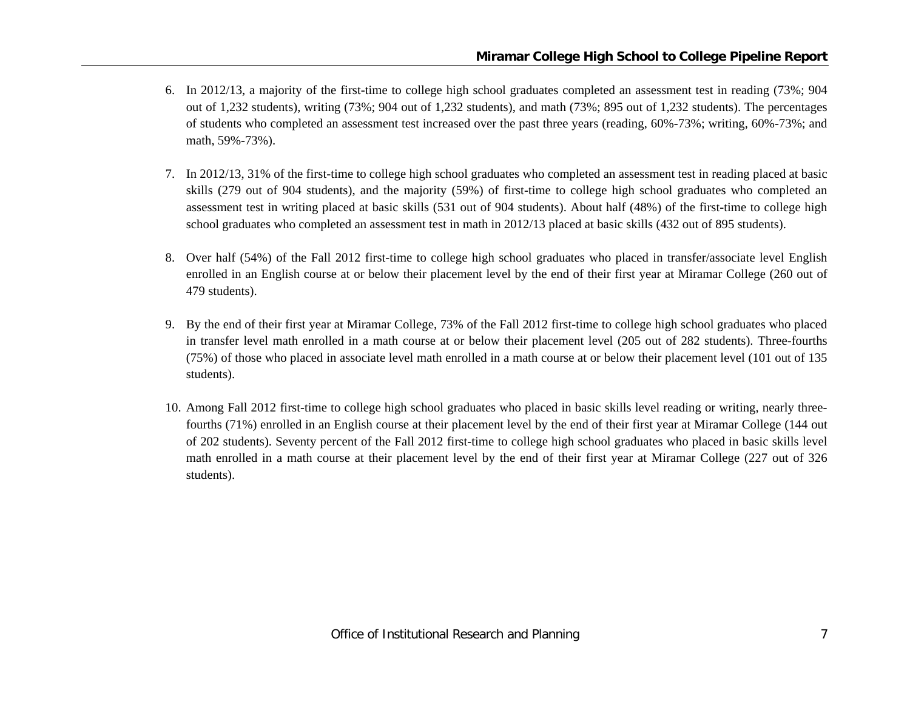6. In 2012/13, a majority of the first-time to college high school graduates completed an assessment test in reading (73%; 904 out of 1,232 students), writing (73%; 904 out of 1,232 students), and math (73%; 895 out of 1,232 students). The percentages of students who completed an assessment test increased over the past three years (reading, 60%-73%; writing, 60%-73%; and math, 59%-73%).

7. In 2012/13, 31% of the first-time to college high school graduates who completed an assessment test in reading placed at basic skills (279 out of 904 students), and the majority (59%) of first-time to college high school graduates who completed an assessment test in writing placed at basic skills (531 out of 904 students). About half (48%) of the first-time to college high school graduates who completed an assessment test in math in 2012/13 placed at basic skills (432 out of 895 students).

8. Over half (54%) of the Fall 2012 first-time to college high school graduates who placed in transfer/associate level English enrolled in an English course at or below their placement level by the end of their first year at Miramar College (260 out of 479 students).

9. By the end of their first year at Miramar College, 73% of the Fall 2012 first-time to college high school graduates who placed in transfer level math enrolled in a math course at or below their placement level (205 out of 282 students). Three-fourths (75%) of those who placed in associate level math enrolled in a math course at or below their placement level (101 out of 135 students).

10. Among Fall 2012 first-time to college high school graduates who placed in basic skills level reading or writing, nearly three-fourths (71%) enrolled in an English course at their placement level by the end of their first year at Miramar College (144 out of 202 students). Seventy percent of the Fall 2012 first-time to college high school graduates who placed in basic skills level math enrolled in a math course at their placement level by the end of their first year at Miramar College (227 out of 326 students).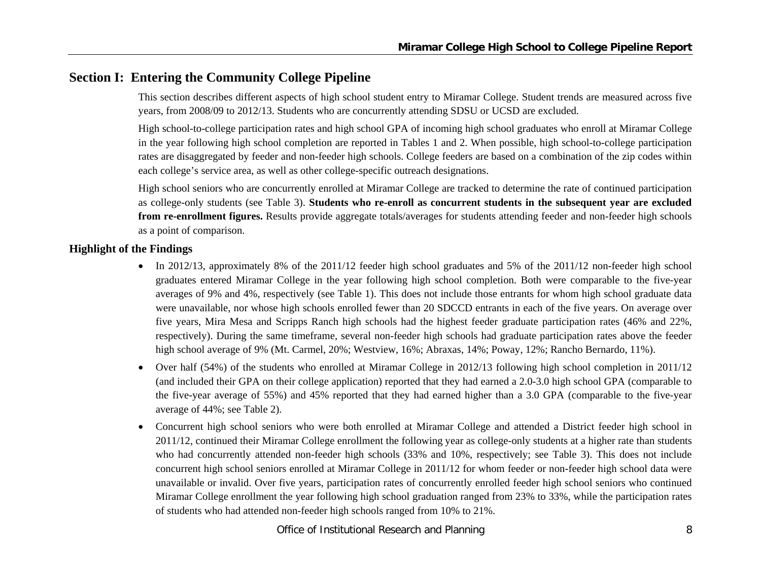## Section I: Entering the Community College Pipeline

This section describes different aspects of high school student entry to Miramar College. Student trends are measured across five years, from 2008/09 to 2012/13. Students who are concurrently attending SDSU or UCSD are excluded.

High school-to-college participation rates and high school GPA of incoming high school graduates who enroll at Miramar College in the year following high school completion are reported in Tables 1 and 2. When possible, high school-to-college participation rates are disaggregated by feeder and non-feeder high schools. College feeders are based on a combination of the zip codes within each college's service area, as well as other college-specific outreach designations.

High school seniors who are concurrently enrolled at Miramar College are tracked to determine the rate of continued participation as college-only students (see Table 3). **Students who re-enroll as concurrent students in the subsequent year are excluded from re-enrollment figures.** Results provide aggregate totals/averages for students attending feeder and non-feeder high schools as a point of comparison.

### Highlight of the Findings

- In 2012/13, approximately 8% of the 2011/12 feeder high school graduates and 5% of the 2011/12 non-feeder high school graduates entered Miramar College in the year following high school completion. Both were comparable to the five-year averages of 9% and 4%, respectively (see Table 1). This does not include those entrants for whom high school graduate data were unavailable, nor whose high schools enrolled fewer than 20 SDCCD entrants in each of the five years. On average over five years, Mira Mesa and Scripps Ranch high schools had the highest feeder graduate participation rates (46% and 22%, respectively). During the same timeframe, several non-feeder high schools had graduate participation rates above the feeder high school average of 9% (Mt. Carmel, 20%; Westview, 16%; Abraxas, 14%; Poway, 12%; Rancho Bernardo, 11%).
- Over half (54%) of the students who enrolled at Miramar College in 2012/13 following high school completion in 2011/12 (and included their GPA on their college application) reported that they had earned a 2.0-3.0 high school GPA (comparable to the five-year average of 55%) and 45% reported that they had earned higher than a 3.0 GPA (comparable to the five-year average of 44%; see Table 2).
- Concurrent high school seniors who were both enrolled at Miramar College and attended a District feeder high school in 2011/12, continued their Miramar College enrollment the following year as college-only students at a higher rate than students who had concurrently attended non-feeder high schools (33% and 10%, respectively; see Table 3). This does not include concurrent high school seniors enrolled at Miramar College in 2011/12 for whom feeder or non-feeder high school data were unavailable or invalid. Over five years, participation rates of concurrently enrolled feeder high school seniors who continued Miramar College enrollment the year following high school graduation ranged from 23% to 33%, while the participation rates of students who had attended non-feeder high schools ranged from 10% to 21%.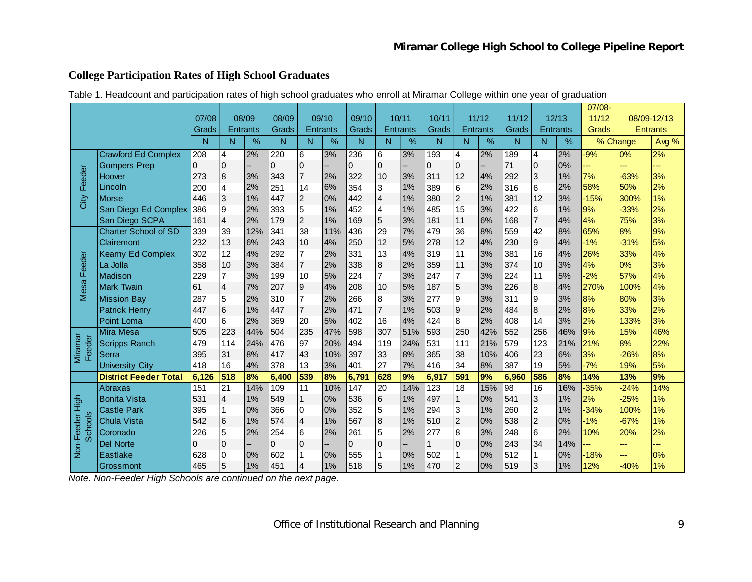## College Participation Rates of High School Graduates

Table 1. Headcount and participation rates of high school graduates who enroll at Miramar College within one year of graduation

| | | 07/08 Grads | 08/09 Entrants | | 08/09 Grads | 09/10 Entrants | | 09/10 Grads | 10/11 Entrants | | 10/11 Grads | 11/12 Entrants | | 11/12 Grads | 12/13 Entrants | | 07/08-11/12 Grads | 08/09-12/13 Entrants | |
|---|---|---|---|---|---|---|---|---|---|---|---|---|---|---|---|---|---|---|---|
| | | N | N | % | N | N | % | N | N | % | N | N | % | N | N | % | % Change | | Avg % |
| City Feeder | Crawford Ed Complex | 208 | 4 | 2% | 220 | 6 | 3% | 236 | 6 | 3% | 193 | 4 | 2% | 189 | 4 | 2% | -9% | 0% | 2% |
| | Gompers Prep | 0 | 0 | -- | 0 | 0 | -- | 0 | 0 | -- | 0 | 0 | -- | 71 | 0 | 0% | --- | --- | --- |
| | Hoover | 273 | 8 | 3% | 343 | 7 | 2% | 322 | 10 | 3% | 311 | 12 | 4% | 292 | 3 | 1% | 7% | -63% | 3% |
| | Lincoln | 200 | 4 | 2% | 251 | 14 | 6% | 354 | 3 | 1% | 389 | 6 | 2% | 316 | 6 | 2% | 58% | 50% | 2% |
| | Morse | 446 | 3 | 1% | 447 | 2 | 0% | 442 | 4 | 1% | 380 | 2 | 1% | 381 | 12 | 3% | -15% | 300% | 1% |
| | San Diego Ed Complex | 386 | 9 | 2% | 393 | 5 | 1% | 452 | 4 | 1% | 485 | 15 | 3% | 422 | 6 | 1% | 9% | -33% | 2% |
| | San Diego SCPA | 161 | 4 | 2% | 179 | 2 | 1% | 169 | 5 | 3% | 181 | 11 | 6% | 168 | 7 | 4% | 4% | 75% | 3% |
| Mesa Feeder | Charter School of SD | 339 | 39 | 12% | 341 | 38 | 11% | 436 | 29 | 7% | 479 | 36 | 8% | 559 | 42 | 8% | 65% | 8% | 9% |
| | Clairemont | 232 | 13 | 6% | 243 | 10 | 4% | 250 | 12 | 5% | 278 | 12 | 4% | 230 | 9 | 4% | -1% | -31% | 5% |
| | Kearny Ed Complex | 302 | 12 | 4% | 292 | 7 | 2% | 331 | 13 | 4% | 319 | 11 | 3% | 381 | 16 | 4% | 26% | 33% | 4% |
| | La Jolla | 358 | 10 | 3% | 384 | 7 | 2% | 338 | 8 | 2% | 359 | 11 | 3% | 374 | 10 | 3% | 4% | 0% | 3% |
| | Madison | 229 | 7 | 3% | 199 | 10 | 5% | 224 | 7 | 3% | 247 | 7 | 3% | 224 | 11 | 5% | -2% | 57% | 4% |
| | Mark Twain | 61 | 4 | 7% | 207 | 9 | 4% | 208 | 10 | 5% | 187 | 5 | 3% | 226 | 8 | 4% | 270% | 100% | 4% |
| | Mission Bay | 287 | 5 | 2% | 310 | 7 | 2% | 266 | 8 | 3% | 277 | 9 | 3% | 311 | 9 | 3% | 8% | 80% | 3% |
| | Patrick Henry | 447 | 6 | 1% | 447 | 7 | 2% | 471 | 7 | 1% | 503 | 9 | 2% | 484 | 8 | 2% | 8% | 33% | 2% |
| | Point Loma | 400 | 6 | 2% | 369 | 20 | 5% | 402 | 16 | 4% | 424 | 8 | 2% | 408 | 14 | 3% | 2% | 133% | 3% |
| Miramar Feeder | Mira Mesa | 505 | 223 | 44% | 504 | 235 | 47% | 598 | 307 | 51% | 593 | 250 | 42% | 552 | 256 | 46% | 9% | 15% | 46% |
| | Scripps Ranch | 479 | 114 | 24% | 476 | 97 | 20% | 494 | 119 | 24% | 531 | 111 | 21% | 579 | 123 | 21% | 21% | 8% | 22% |
| | Serra | 395 | 31 | 8% | 417 | 43 | 10% | 397 | 33 | 8% | 365 | 38 | 10% | 406 | 23 | 6% | 3% | -26% | 8% |
| | University City | 418 | 16 | 4% | 378 | 13 | 3% | 401 | 27 | 7% | 416 | 34 | 8% | 387 | 19 | 5% | -7% | 19% | 5% |
| | **District Feeder Total** | **6,126** | **518** | **8%** | **6,400** | **539** | **8%** | **6,791** | **628** | **9%** | **6,917** | **591** | **9%** | **6,960** | **586** | **8%** | **14%** | **13%** | **9%** |
| Non-Feeder High Schools | Abraxas | 151 | 21 | 14% | 109 | 11 | 10% | 147 | 20 | 14% | 123 | 18 | 15% | 98 | 16 | 16% | -35% | -24% | 14% |
| | Bonita Vista | 531 | 4 | 1% | 549 | 1 | 0% | 536 | 6 | 1% | 497 | 1 | 0% | 541 | 3 | 1% | 2% | -25% | 1% |
| | Castle Park | 395 | 1 | 0% | 366 | 0 | 0% | 352 | 5 | 1% | 294 | 3 | 1% | 260 | 2 | 1% | -34% | 100% | 1% |
| | Chula Vista | 542 | 6 | 1% | 574 | 4 | 1% | 567 | 8 | 1% | 510 | 2 | 0% | 538 | 2 | 0% | -1% | -67% | 1% |
| | Coronado | 226 | 5 | 2% | 254 | 6 | 2% | 261 | 5 | 2% | 277 | 8 | 3% | 248 | 6 | 2% | 10% | 20% | 2% |
| | Del Norte | 0 | 0 | -- | 0 | 0 | -- | 0 | 0 | -- | 1 | 0 | 0% | 243 | 34 | 14% | --- | --- | --- |
| | Eastlake | 628 | 0 | 0% | 602 | 1 | 0% | 555 | 1 | 0% | 502 | 1 | 0% | 512 | 1 | 0% | -18% | --- | 0% |
| | Grossmont | 465 | 5 | 1% | 451 | 4 | 1% | 518 | 5 | 1% | 470 | 2 | 0% | 519 | 3 | 1% | 12% | -40% | 1% |

*Note. Non-Feeder High Schools are continued on the next page.*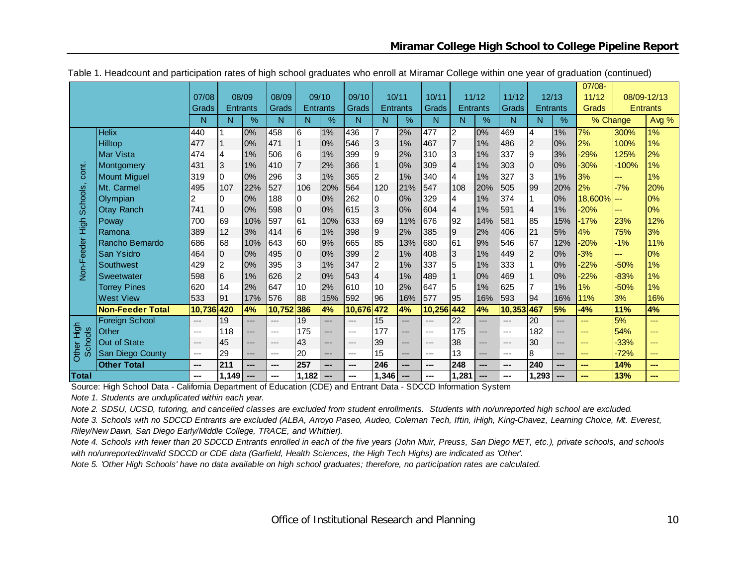Table 1. Headcount and participation rates of high school graduates who enroll at Miramar College within one year of graduation (continued)

| | | 07/08 Grads | 08/09 Entrants | | 08/09 Grads | 09/10 Entrants | | 09/10 Grads | 10/11 Entrants | | 10/11 Grads | 11/12 Entrants | | 11/12 Grads | 12/13 Entrants | | 07/08-11/12 Grads | 08/09-12/13 Entrants | |
|---|---|---|---|---|---|---|---|---|---|---|---|---|---|---|---|---|---|---|---|
| | | N | N | % | N | N | % | N | N | % | N | N | % | N | N | % | % Change | | Avg % |
| Non-Feeder High Schools, cont. | Helix | 440 | 1 | 0% | 458 | 6 | 1% | 436 | 7 | 2% | 477 | 2 | 0% | 469 | 4 | 1% | 7% | 300% | 1% |
| | Hilltop | 477 | 1 | 0% | 471 | 1 | 0% | 546 | 3 | 1% | 467 | 7 | 1% | 486 | 2 | 0% | 2% | 100% | 1% |
| | Mar Vista | 474 | 4 | 1% | 506 | 6 | 1% | 399 | 9 | 2% | 310 | 3 | 1% | 337 | 9 | 3% | -29% | 125% | 2% |
| | Montgomery | 431 | 3 | 1% | 410 | 7 | 2% | 366 | 1 | 0% | 309 | 4 | 1% | 303 | 0 | 0% | -30% | -100% | 1% |
| | Mount Miguel | 319 | 0 | 0% | 296 | 3 | 1% | 365 | 2 | 1% | 340 | 4 | 1% | 327 | 3 | 1% | 3% | --- | 1% |
| | Mt. Carmel | 495 | 107 | 22% | 527 | 106 | 20% | 564 | 120 | 21% | 547 | 108 | 20% | 505 | 99 | 20% | 2% | -7% | 20% |
| | Olympian | 2 | 0 | 0% | 188 | 0 | 0% | 262 | 0 | 0% | 329 | 4 | 1% | 374 | 1 | 0% | 18,600% | --- | 0% |
| | Otay Ranch | 741 | 0 | 0% | 598 | 0 | 0% | 615 | 3 | 0% | 604 | 4 | 1% | 591 | 4 | 1% | -20% | --- | 0% |
| | Poway | 700 | 69 | 10% | 597 | 61 | 10% | 633 | 69 | 11% | 676 | 92 | 14% | 581 | 85 | 15% | -17% | 23% | 12% |
| | Ramona | 389 | 12 | 3% | 414 | 6 | 1% | 398 | 9 | 2% | 385 | 9 | 2% | 406 | 21 | 5% | 4% | 75% | 3% |
| | Rancho Bernardo | 686 | 68 | 10% | 643 | 60 | 9% | 665 | 85 | 13% | 680 | 61 | 9% | 546 | 67 | 12% | -20% | -1% | 11% |
| | San Ysidro | 464 | 0 | 0% | 495 | 0 | 0% | 399 | 2 | 1% | 408 | 3 | 1% | 449 | 2 | 0% | -3% | --- | 0% |
| | Southwest | 429 | 2 | 0% | 395 | 3 | 1% | 347 | 2 | 1% | 337 | 5 | 1% | 333 | 1 | 0% | -22% | -50% | 1% |
| | Sweetwater | 598 | 6 | 1% | 626 | 2 | 0% | 543 | 4 | 1% | 489 | 1 | 0% | 469 | 1 | 0% | -22% | -83% | 1% |
| | Torrey Pines | 620 | 14 | 2% | 647 | 10 | 2% | 610 | 10 | 2% | 647 | 5 | 1% | 625 | 7 | 1% | 1% | -50% | 1% |
| | West View | 533 | 91 | 17% | 576 | 88 | 15% | 592 | 96 | 16% | 577 | 95 | 16% | 593 | 94 | 16% | 11% | 3% | 16% |
| | **Non-Feeder Total** | **10,736** | **420** | **4%** | **10,752** | **386** | **4%** | **10,676** | **472** | **4%** | **10,256** | **442** | **4%** | **10,353** | **467** | **5%** | **-4%** | **11%** | **4%** |
| Other High Schools | Foreign School | --- | 19 | --- | --- | 19 | --- | --- | 15 | --- | --- | 22 | --- | --- | 20 | --- | --- | 5% | --- |
| | Other | --- | 118 | --- | --- | 175 | --- | --- | 177 | --- | --- | 175 | --- | --- | 182 | --- | --- | 54% | --- |
| | Out of State | --- | 45 | --- | --- | 43 | --- | --- | 39 | --- | --- | 38 | --- | --- | 30 | --- | --- | -33% | --- |
| | San Diego County | --- | 29 | --- | --- | 20 | --- | --- | 15 | --- | --- | 13 | --- | --- | 8 | --- | --- | -72% | --- |
| | **Other Total** | **---** | **211** | **---** | **---** | **257** | **---** | **---** | **246** | **---** | **---** | **248** | **---** | **---** | **240** | **---** | **---** | **14%** | **---** |
| **Total** | | **---** | **1,149** | **---** | **---** | **1,182** | **---** | **---** | **1,346** | **---** | **---** | **1,281** | **---** | **---** | **1,293** | **---** | **---** | **13%** | **---** |

Source: High School Data - California Department of Education (CDE) and Entrant Data - SDCCD Information System

*Note 1. Students are unduplicated within each year.*

*Note 2. SDSU, UCSD, tutoring, and cancelled classes are excluded from student enrollments. Students with no/unreported high school are excluded.*

*Note 3. Schools with no SDCCD Entrants are excluded (ALBA, Arroyo Paseo, Audeo, Coleman Tech, Iftin, iHigh, King-Chavez, Learning Choice, Mt. Everest, Riley/New Dawn, San Diego Early/Middle College, TRACE, and Whittier).*

*Note 4. Schools with fewer than 20 SDCCD Entrants enrolled in each of the five years (John Muir, Preuss, San Diego MET, etc.), private schools, and schools with no/unreported/invalid SDCCD or CDE data (Garfield, Health Sciences, the High Tech Highs) are indicated as 'Other'.*

*Note 5. 'Other High Schools' have no data available on high school graduates; therefore, no participation rates are calculated.*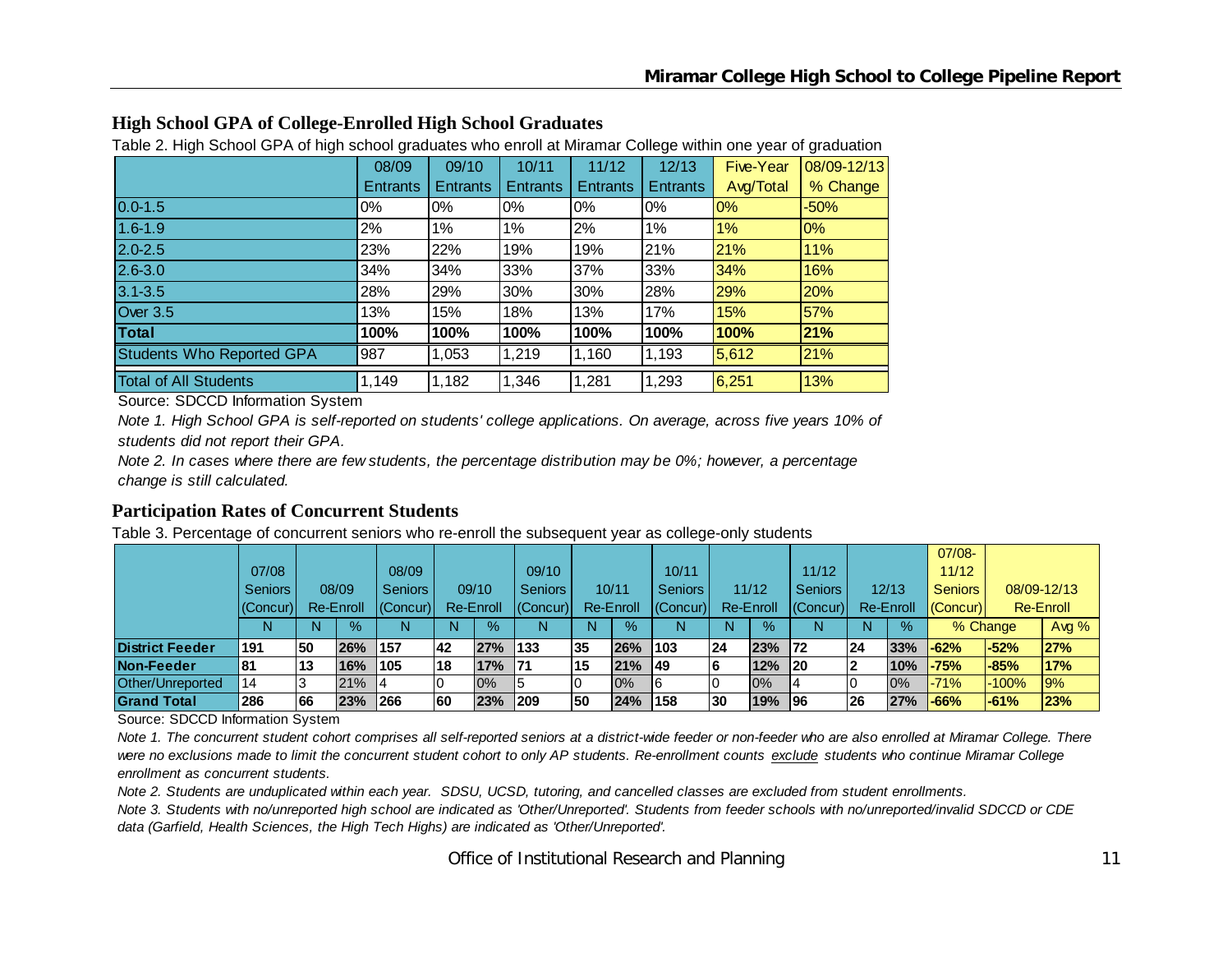## High School GPA of College-Enrolled High School Graduates

Table 2. High School GPA of high school graduates who enroll at Miramar College within one year of graduation

| | 08/09 Entrants | 09/10 Entrants | 10/11 Entrants | 11/12 Entrants | 12/13 Entrants | Five-Year Avg/Total | 08/09-12/13 % Change |
|---|---|---|---|---|---|---|---|
| 0.0-1.5 | 0% | 0% | 0% | 0% | 0% | 0% | -50% |
| 1.6-1.9 | 2% | 1% | 1% | 2% | 1% | 1% | 0% |
| 2.0-2.5 | 23% | 22% | 19% | 19% | 21% | 21% | 11% |
| 2.6-3.0 | 34% | 34% | 33% | 37% | 33% | 34% | 16% |
| 3.1-3.5 | 28% | 29% | 30% | 30% | 28% | 29% | 20% |
| Over 3.5 | 13% | 15% | 18% | 13% | 17% | 15% | 57% |
| **Total** | **100%** | **100%** | **100%** | **100%** | **100%** | **100%** | **21%** |
| Students Who Reported GPA | 987 | 1,053 | 1,219 | 1,160 | 1,193 | 5,612 | 21% |
| Total of All Students | 1,149 | 1,182 | 1,346 | 1,281 | 1,293 | 6,251 | 13% |

Source: SDCCD Information System

*Note 1. High School GPA is self-reported on students' college applications. On average, across five years 10% of students did not report their GPA.*

*Note 2. In cases where there are few students, the percentage distribution may be 0%; however, a percentage change is still calculated.*

## Participation Rates of Concurrent Students

Table 3. Percentage of concurrent seniors who re-enroll the subsequent year as college-only students

| | 07/08 Seniors (Concur) | 08/09 Re-Enroll | | 08/09 Seniors (Concur) | 09/10 Re-Enroll | | 09/10 Seniors (Concur) | 10/11 Re-Enroll | | 10/11 Seniors (Concur) | 11/12 Re-Enroll | | 11/12 Seniors (Concur) | 12/13 Re-Enroll | | 07/08-11/12 Seniors (Concur) | 08/09-12/13 Re-Enroll | |
|---|---|---|---|---|---|---|---|---|---|---|---|---|---|---|---|---|---|---|
| | N | N | % | N | N | % | N | N | % | N | N | % | N | N | % | % Change | | Avg % |
| **District Feeder** | **191** | **50** | **26%** | **157** | **42** | **27%** | **133** | **35** | **26%** | **103** | **24** | **23%** | **72** | **24** | **33%** | **-62%** | **-52%** | **27%** |
| **Non-Feeder** | **81** | **13** | **16%** | **105** | **18** | **17%** | **71** | **15** | **21%** | **49** | **6** | **12%** | **20** | **2** | **10%** | **-75%** | **-85%** | **17%** |
| Other/Unreported | 14 | 3 | 21% | 4 | 0 | 0% | 5 | 0 | 0% | 6 | 0 | 0% | 4 | 0 | 0% | -71% | -100% | 9% |
| **Grand Total** | **286** | **66** | **23%** | **266** | **60** | **23%** | **209** | **50** | **24%** | **158** | **30** | **19%** | **96** | **26** | **27%** | **-66%** | **-61%** | **23%** |

Source: SDCCD Information System

*Note 1. The concurrent student cohort comprises all self-reported seniors at a district-wide feeder or non-feeder who are also enrolled at Miramar College. There were no exclusions made to limit the concurrent student cohort to only AP students. Re-enrollment counts exclude students who continue Miramar College enrollment as concurrent students.*

*Note 2. Students are unduplicated within each year. SDSU, UCSD, tutoring, and cancelled classes are excluded from student enrollments.*

*Note 3. Students with no/unreported high school are indicated as 'Other/Unreported'. Students from feeder schools with no/unreported/invalid SDCCD or CDE data (Garfield, Health Sciences, the High Tech Highs) are indicated as 'Other/Unreported'.*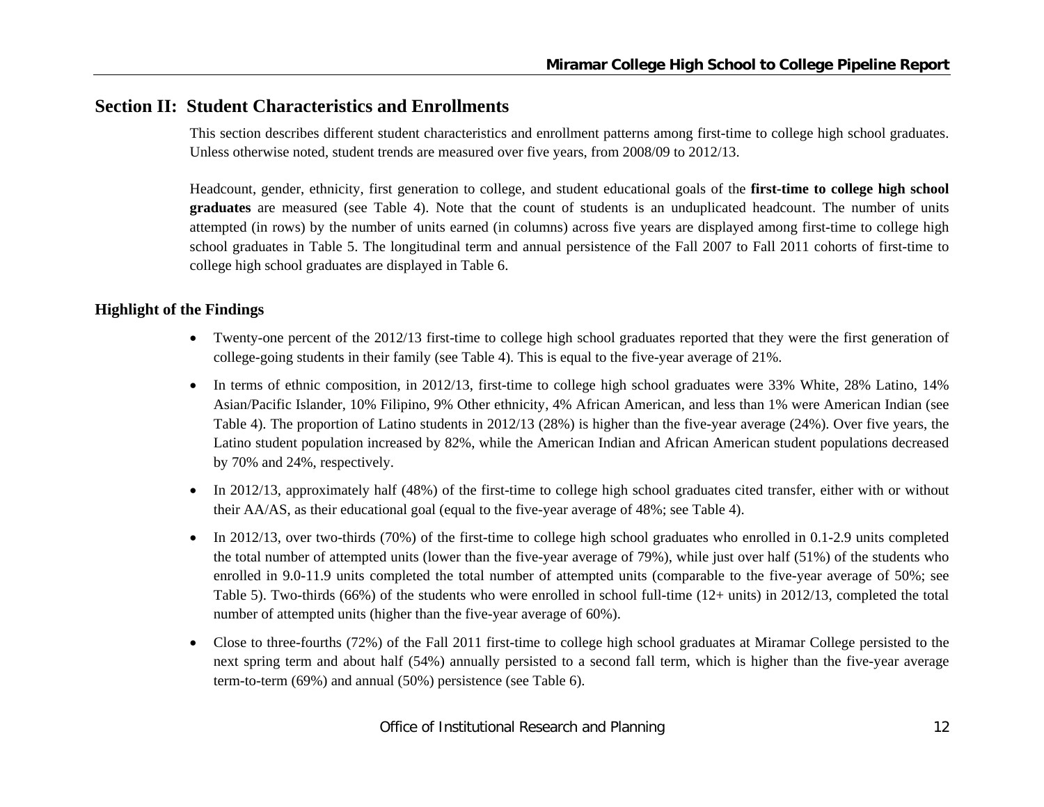## Section II: Student Characteristics and Enrollments

This section describes different student characteristics and enrollment patterns among first-time to college high school graduates. Unless otherwise noted, student trends are measured over five years, from 2008/09 to 2012/13.

Headcount, gender, ethnicity, first generation to college, and student educational goals of the **first-time to college high school graduates** are measured (see Table 4). Note that the count of students is an unduplicated headcount. The number of units attempted (in rows) by the number of units earned (in columns) across five years are displayed among first-time to college high school graduates in Table 5. The longitudinal term and annual persistence of the Fall 2007 to Fall 2011 cohorts of first-time to college high school graduates are displayed in Table 6.

### Highlight of the Findings

- Twenty-one percent of the 2012/13 first-time to college high school graduates reported that they were the first generation of college-going students in their family (see Table 4). This is equal to the five-year average of 21%.
- In terms of ethnic composition, in 2012/13, first-time to college high school graduates were 33% White, 28% Latino, 14% Asian/Pacific Islander, 10% Filipino, 9% Other ethnicity, 4% African American, and less than 1% were American Indian (see Table 4). The proportion of Latino students in 2012/13 (28%) is higher than the five-year average (24%). Over five years, the Latino student population increased by 82%, while the American Indian and African American student populations decreased by 70% and 24%, respectively.
- In 2012/13, approximately half (48%) of the first-time to college high school graduates cited transfer, either with or without their AA/AS, as their educational goal (equal to the five-year average of 48%; see Table 4).
- In 2012/13, over two-thirds (70%) of the first-time to college high school graduates who enrolled in 0.1-2.9 units completed the total number of attempted units (lower than the five-year average of 79%), while just over half (51%) of the students who enrolled in 9.0-11.9 units completed the total number of attempted units (comparable to the five-year average of 50%; see Table 5). Two-thirds (66%) of the students who were enrolled in school full-time (12+ units) in 2012/13, completed the total number of attempted units (higher than the five-year average of 60%).
- Close to three-fourths (72%) of the Fall 2011 first-time to college high school graduates at Miramar College persisted to the next spring term and about half (54%) annually persisted to a second fall term, which is higher than the five-year average term-to-term (69%) and annual (50%) persistence (see Table 6).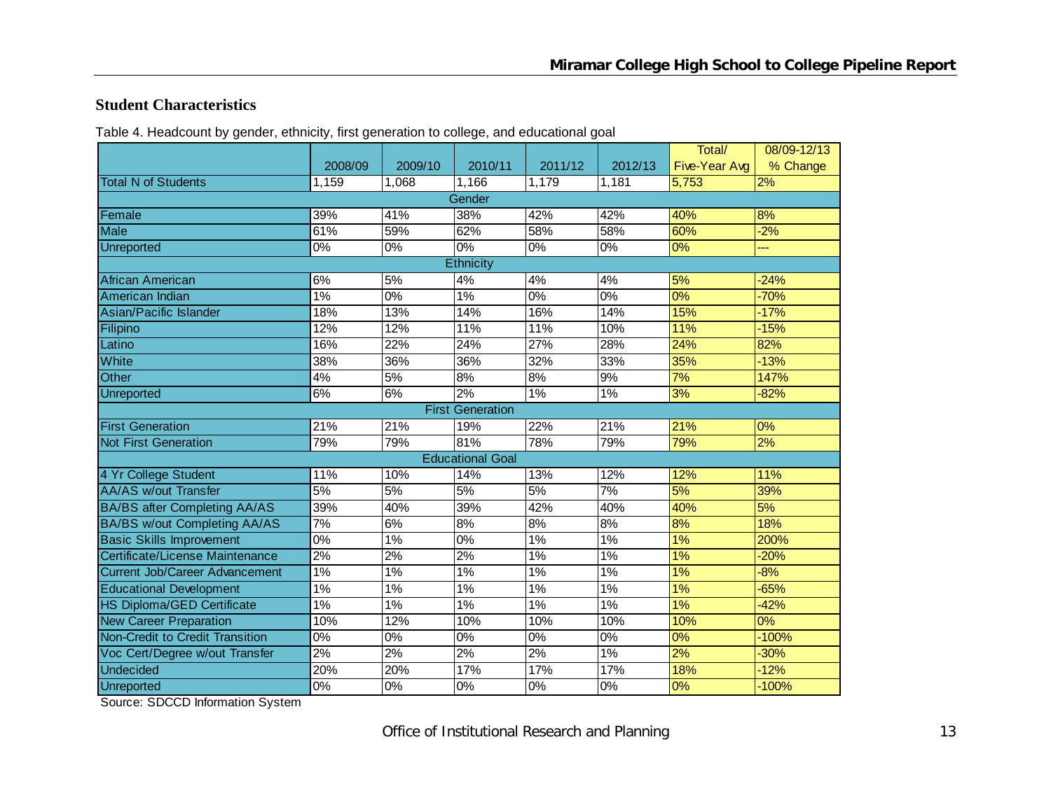## Student Characteristics

Table 4. Headcount by gender, ethnicity, first generation to college, and educational goal

| | 2008/09 | 2009/10 | 2010/11 | 2011/12 | 2012/13 | Total/ Five-Year Avg | 08/09-12/13 % Change |
|---|---|---|---|---|---|---|---|
| Total N of Students | 1,159 | 1,068 | 1,166 | 1,179 | 1,181 | 5,753 | 2% |
| **Gender** | | | | | | | |
| Female | 39% | 41% | 38% | 42% | 42% | 40% | 8% |
| Male | 61% | 59% | 62% | 58% | 58% | 60% | -2% |
| Unreported | 0% | 0% | 0% | 0% | 0% | 0% | --- |
| **Ethnicity** | | | | | | | |
| African American | 6% | 5% | 4% | 4% | 4% | 5% | -24% |
| American Indian | 1% | 0% | 1% | 0% | 0% | 0% | -70% |
| Asian/Pacific Islander | 18% | 13% | 14% | 16% | 14% | 15% | -17% |
| Filipino | 12% | 12% | 11% | 11% | 10% | 11% | -15% |
| Latino | 16% | 22% | 24% | 27% | 28% | 24% | 82% |
| White | 38% | 36% | 36% | 32% | 33% | 35% | -13% |
| Other | 4% | 5% | 8% | 8% | 9% | 7% | 147% |
| Unreported | 6% | 6% | 2% | 1% | 1% | 3% | -82% |
| **First Generation** | | | | | | | |
| First Generation | 21% | 21% | 19% | 22% | 21% | 21% | 0% |
| Not First Generation | 79% | 79% | 81% | 78% | 79% | 79% | 2% |
| **Educational Goal** | | | | | | | |
| 4 Yr College Student | 11% | 10% | 14% | 13% | 12% | 12% | 11% |
| AA/AS w/out Transfer | 5% | 5% | 5% | 5% | 7% | 5% | 39% |
| BA/BS after Completing AA/AS | 39% | 40% | 39% | 42% | 40% | 40% | 5% |
| BA/BS w/out Completing AA/AS | 7% | 6% | 8% | 8% | 8% | 8% | 18% |
| Basic Skills Improvement | 0% | 1% | 0% | 1% | 1% | 1% | 200% |
| Certificate/License Maintenance | 2% | 2% | 2% | 1% | 1% | 1% | -20% |
| Current Job/Career Advancement | 1% | 1% | 1% | 1% | 1% | 1% | -8% |
| Educational Development | 1% | 1% | 1% | 1% | 1% | 1% | -65% |
| HS Diploma/GED Certificate | 1% | 1% | 1% | 1% | 1% | 1% | -42% |
| New Career Preparation | 10% | 12% | 10% | 10% | 10% | 10% | 0% |
| Non-Credit to Credit Transition | 0% | 0% | 0% | 0% | 0% | 0% | -100% |
| Voc Cert/Degree w/out Transfer | 2% | 2% | 2% | 2% | 1% | 2% | -30% |
| Undecided | 20% | 20% | 17% | 17% | 17% | 18% | -12% |
| Unreported | 0% | 0% | 0% | 0% | 0% | 0% | -100% |

Source: SDCCD Information System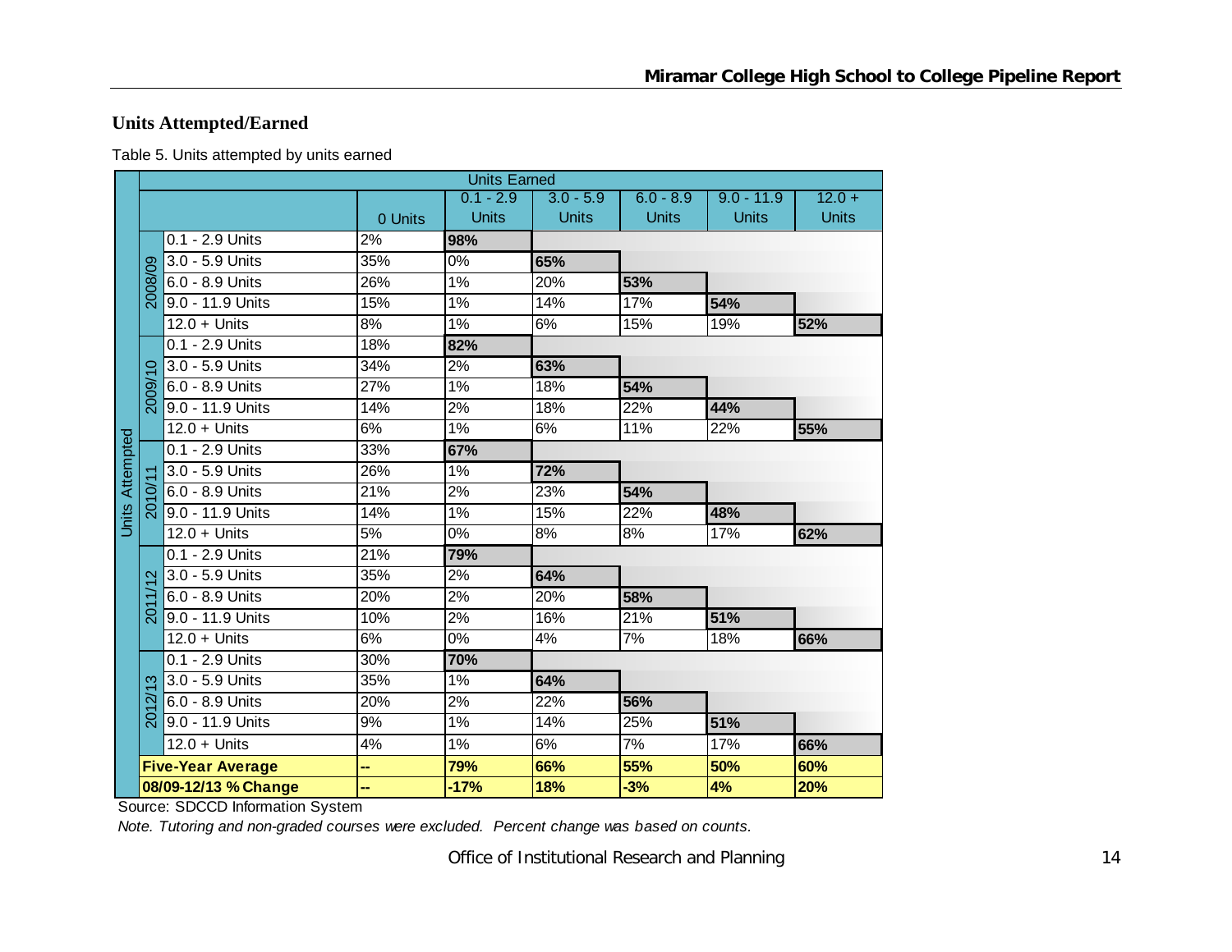## Units Attempted/Earned

Table 5. Units attempted by units earned

| Units Attempted | | Units Earned | | | | | |
|---|---|---|---|---|---|---|---|
| | | 0 Units | 0.1 - 2.9 Units | 3.0 - 5.9 Units | 6.0 - 8.9 Units | 9.0 - 11.9 Units | 12.0 + Units |
| 2008/09 | 0.1 - 2.9 Units | 2% | **98%** | | | | |
| | 3.0 - 5.9 Units | 35% | 0% | **65%** | | | |
| | 6.0 - 8.9 Units | 26% | 1% | 20% | **53%** | | |
| | 9.0 - 11.9 Units | 15% | 1% | 14% | 17% | **54%** | |
| | 12.0 + Units | 8% | 1% | 6% | 15% | 19% | **52%** |
| 2009/10 | 0.1 - 2.9 Units | 18% | **82%** | | | | |
| | 3.0 - 5.9 Units | 34% | 2% | **63%** | | | |
| | 6.0 - 8.9 Units | 27% | 1% | 18% | **54%** | | |
| | 9.0 - 11.9 Units | 14% | 2% | 18% | 22% | **44%** | |
| | 12.0 + Units | 6% | 1% | 6% | 11% | 22% | **55%** |
| 2010/11 | 0.1 - 2.9 Units | 33% | **67%** | | | | |
| | 3.0 - 5.9 Units | 26% | 1% | **72%** | | | |
| | 6.0 - 8.9 Units | 21% | 2% | 23% | **54%** | | |
| | 9.0 - 11.9 Units | 14% | 1% | 15% | 22% | **48%** | |
| | 12.0 + Units | 5% | 0% | 8% | 8% | 17% | **62%** |
| 2011/12 | 0.1 - 2.9 Units | 21% | **79%** | | | | |
| | 3.0 - 5.9 Units | 35% | 2% | **64%** | | | |
| | 6.0 - 8.9 Units | 20% | 2% | 20% | **58%** | | |
| | 9.0 - 11.9 Units | 10% | 2% | 16% | 21% | **51%** | |
| | 12.0 + Units | 6% | 0% | 4% | 7% | 18% | **66%** |
| 2012/13 | 0.1 - 2.9 Units | 30% | **70%** | | | | |
| | 3.0 - 5.9 Units | 35% | 1% | **64%** | | | |
| | 6.0 - 8.9 Units | 20% | 2% | 22% | **56%** | | |
| | 9.0 - 11.9 Units | 9% | 1% | 14% | 25% | **51%** | |
| | 12.0 + Units | 4% | 1% | 6% | 7% | 17% | **66%** |
| **Five-Year Average** | | -- | **79%** | **66%** | **55%** | **50%** | **60%** |
| **08/09-12/13 % Change** | | -- | **-17%** | **18%** | **-3%** | **4%** | **20%** |

Source: SDCCD Information System

*Note. Tutoring and non-graded courses were excluded. Percent change was based on counts.*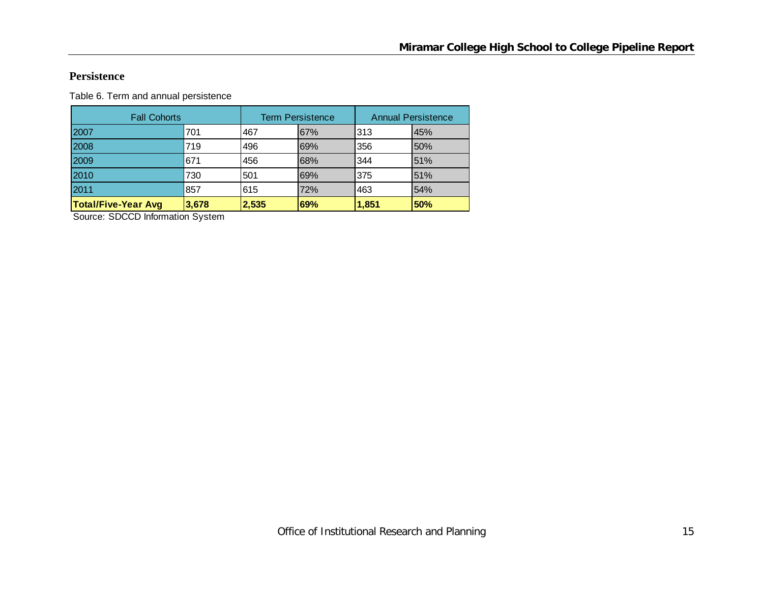## Persistence

Table 6. Term and annual persistence

| Fall Cohorts | | Term Persistence | | Annual Persistence | |
|---|---|---|---|---|---|
| 2007 | 701 | 467 | 67% | 313 | 45% |
| 2008 | 719 | 496 | 69% | 356 | 50% |
| 2009 | 671 | 456 | 68% | 344 | 51% |
| 2010 | 730 | 501 | 69% | 375 | 51% |
| 2011 | 857 | 615 | 72% | 463 | 54% |
| **Total/Five-Year Avg** | **3,678** | **2,535** | **69%** | **1,851** | **50%** |

Source: SDCCD Information System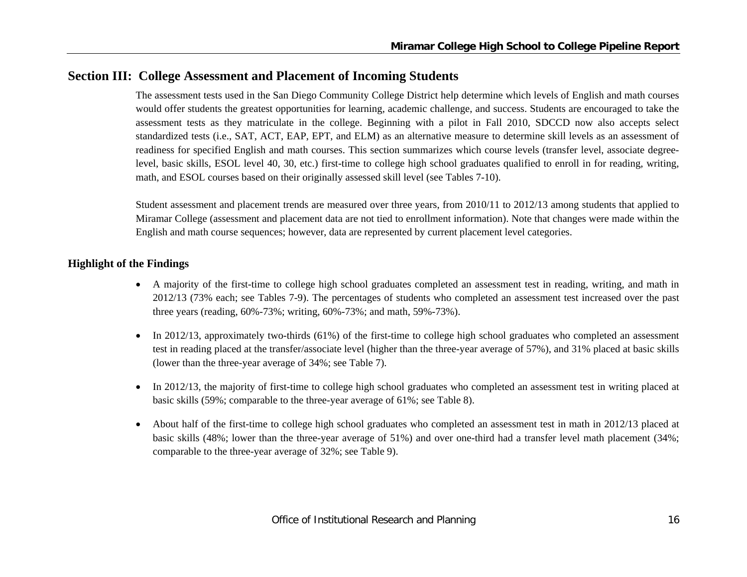## Section III: College Assessment and Placement of Incoming Students

The assessment tests used in the San Diego Community College District help determine which levels of English and math courses would offer students the greatest opportunities for learning, academic challenge, and success. Students are encouraged to take the assessment tests as they matriculate in the college. Beginning with a pilot in Fall 2010, SDCCD now also accepts select standardized tests (i.e., SAT, ACT, EAP, EPT, and ELM) as an alternative measure to determine skill levels as an assessment of readiness for specified English and math courses. This section summarizes which course levels (transfer level, associate degree-level, basic skills, ESOL level 40, 30, etc.) first-time to college high school graduates qualified to enroll in for reading, writing, math, and ESOL courses based on their originally assessed skill level (see Tables 7-10).

Student assessment and placement trends are measured over three years, from 2010/11 to 2012/13 among students that applied to Miramar College (assessment and placement data are not tied to enrollment information). Note that changes were made within the English and math course sequences; however, data are represented by current placement level categories.

### Highlight of the Findings

- A majority of the first-time to college high school graduates completed an assessment test in reading, writing, and math in 2012/13 (73% each; see Tables 7-9). The percentages of students who completed an assessment test increased over the past three years (reading, 60%-73%; writing, 60%-73%; and math, 59%-73%).
- In 2012/13, approximately two-thirds (61%) of the first-time to college high school graduates who completed an assessment test in reading placed at the transfer/associate level (higher than the three-year average of 57%), and 31% placed at basic skills (lower than the three-year average of 34%; see Table 7).
- In 2012/13, the majority of first-time to college high school graduates who completed an assessment test in writing placed at basic skills (59%; comparable to the three-year average of 61%; see Table 8).
- About half of the first-time to college high school graduates who completed an assessment test in math in 2012/13 placed at basic skills (48%; lower than the three-year average of 51%) and over one-third had a transfer level math placement (34%; comparable to the three-year average of 32%; see Table 9).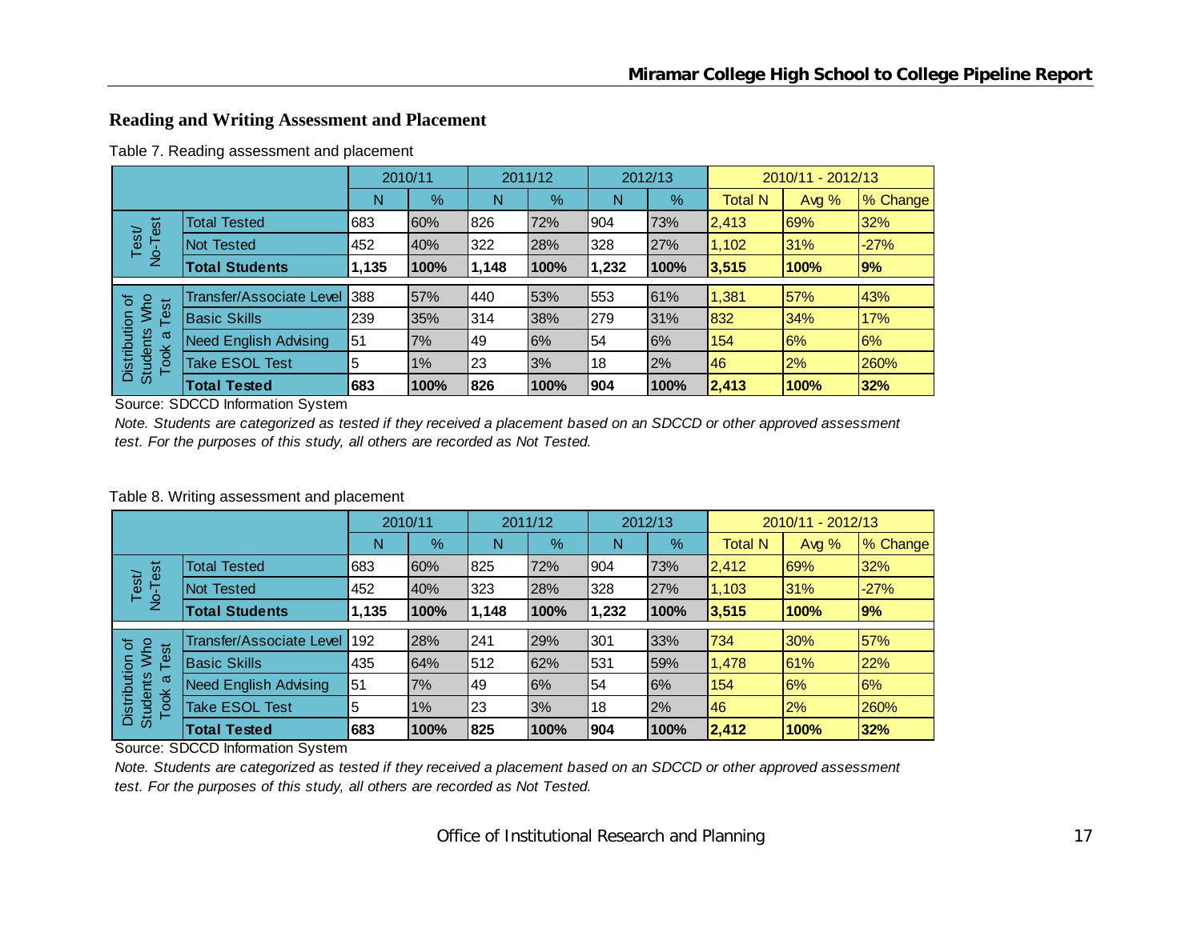## Reading and Writing Assessment and Placement

Table 7. Reading assessment and placement

| | | 2010/11 | | 2011/12 | | 2012/13 | | 2010/11 - 2012/13 | | |
|---|---|---|---|---|---|---|---|---|---|---|
| | | N | % | N | % | N | % | Total N | Avg % | % Change |
| Test/ No-Test | Total Tested | 683 | 60% | 826 | 72% | 904 | 73% | 2,413 | 69% | 32% |
| | Not Tested | 452 | 40% | 322 | 28% | 328 | 27% | 1,102 | 31% | -27% |
| | **Total Students** | **1,135** | **100%** | **1,148** | **100%** | **1,232** | **100%** | **3,515** | **100%** | **9%** |
| Distribution of Students Who Took a Test | Transfer/Associate Level | 388 | 57% | 440 | 53% | 553 | 61% | 1,381 | 57% | 43% |
| | Basic Skills | 239 | 35% | 314 | 38% | 279 | 31% | 832 | 34% | 17% |
| | Need English Advising | 51 | 7% | 49 | 6% | 54 | 6% | 154 | 6% | 6% |
| | Take ESOL Test | 5 | 1% | 23 | 3% | 18 | 2% | 46 | 2% | 260% |
| | **Total Tested** | **683** | **100%** | **826** | **100%** | **904** | **100%** | **2,413** | **100%** | **32%** |

Source: SDCCD Information System

*Note. Students are categorized as tested if they received a placement based on an SDCCD or other approved assessment test. For the purposes of this study, all others are recorded as Not Tested.*

Table 8. Writing assessment and placement

| | | 2010/11 | | 2011/12 | | 2012/13 | | 2010/11 - 2012/13 | | |
|---|---|---|---|---|---|---|---|---|---|---|
| | | N | % | N | % | N | % | Total N | Avg % | % Change |
| Test/ No-Test | Total Tested | 683 | 60% | 825 | 72% | 904 | 73% | 2,412 | 69% | 32% |
| | Not Tested | 452 | 40% | 323 | 28% | 328 | 27% | 1,103 | 31% | -27% |
| | **Total Students** | **1,135** | **100%** | **1,148** | **100%** | **1,232** | **100%** | **3,515** | **100%** | **9%** |
| Distribution of Students Who Took a Test | Transfer/Associate Level | 192 | 28% | 241 | 29% | 301 | 33% | 734 | 30% | 57% |
| | Basic Skills | 435 | 64% | 512 | 62% | 531 | 59% | 1,478 | 61% | 22% |
| | Need English Advising | 51 | 7% | 49 | 6% | 54 | 6% | 154 | 6% | 6% |
| | Take ESOL Test | 5 | 1% | 23 | 3% | 18 | 2% | 46 | 2% | 260% |
| | **Total Tested** | **683** | **100%** | **825** | **100%** | **904** | **100%** | **2,412** | **100%** | **32%** |

Source: SDCCD Information System

*Note. Students are categorized as tested if they received a placement based on an SDCCD or other approved assessment test. For the purposes of this study, all others are recorded as Not Tested.*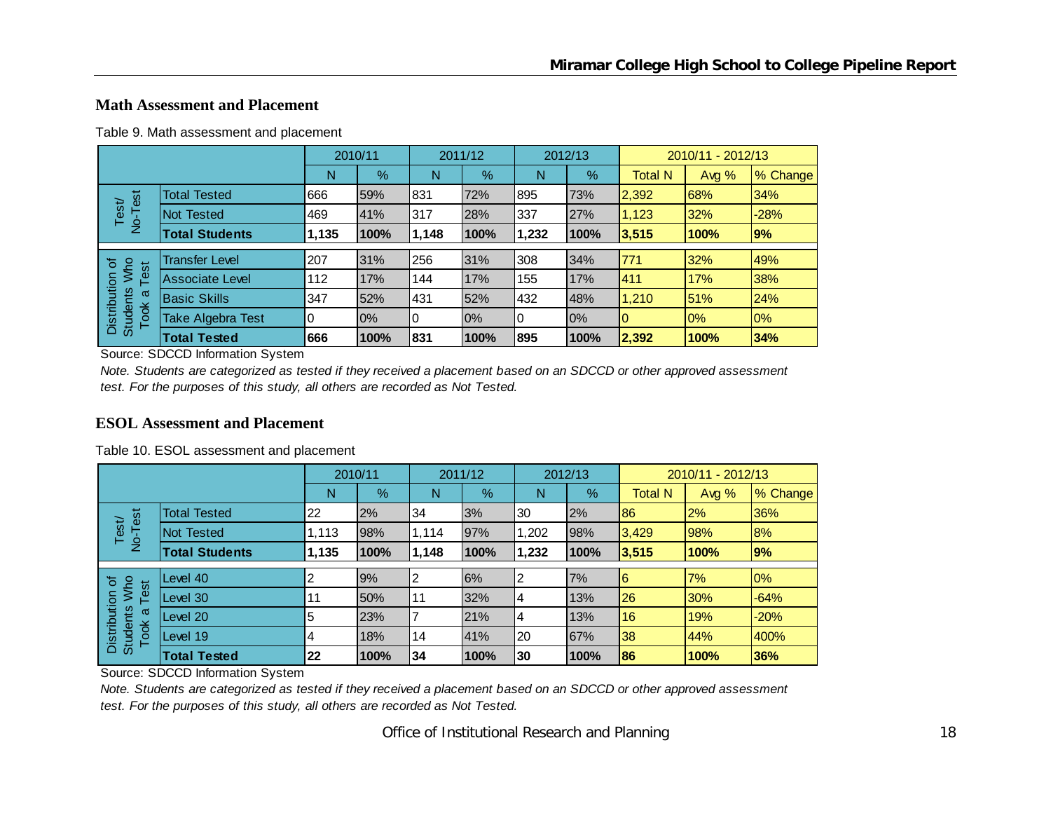## Math Assessment and Placement

Table 9. Math assessment and placement

| | | 2010/11 | | 2011/12 | | 2012/13 | | 2010/11 - 2012/13 | | |
|---|---|---|---|---|---|---|---|---|---|---|
| | | N | % | N | % | N | % | Total N | Avg % | % Change |
| Test/ No-Test | Total Tested | 666 | 59% | 831 | 72% | 895 | 73% | 2,392 | 68% | 34% |
| | Not Tested | 469 | 41% | 317 | 28% | 337 | 27% | 1,123 | 32% | -28% |
| | **Total Students** | **1,135** | **100%** | **1,148** | **100%** | **1,232** | **100%** | **3,515** | **100%** | **9%** |
| Distribution of Students Who Took a Test | Transfer Level | 207 | 31% | 256 | 31% | 308 | 34% | 771 | 32% | 49% |
| | Associate Level | 112 | 17% | 144 | 17% | 155 | 17% | 411 | 17% | 38% |
| | Basic Skills | 347 | 52% | 431 | 52% | 432 | 48% | 1,210 | 51% | 24% |
| | Take Algebra Test | 0 | 0% | 0 | 0% | 0 | 0% | 0 | 0% | 0% |
| | **Total Tested** | **666** | **100%** | **831** | **100%** | **895** | **100%** | **2,392** | **100%** | **34%** |

Source: SDCCD Information System

*Note. Students are categorized as tested if they received a placement based on an SDCCD or other approved assessment test. For the purposes of this study, all others are recorded as Not Tested.*

## ESOL Assessment and Placement

Table 10. ESOL assessment and placement

| | | 2010/11 | | 2011/12 | | 2012/13 | | 2010/11 - 2012/13 | | |
|---|---|---|---|---|---|---|---|---|---|---|
| | | N | % | N | % | N | % | Total N | Avg % | % Change |
| Test/ No-Test | Total Tested | 22 | 2% | 34 | 3% | 30 | 2% | 86 | 2% | 36% |
| | Not Tested | 1,113 | 98% | 1,114 | 97% | 1,202 | 98% | 3,429 | 98% | 8% |
| | **Total Students** | **1,135** | **100%** | **1,148** | **100%** | **1,232** | **100%** | **3,515** | **100%** | **9%** |
| Distribution of Students Who Took a Test | Level 40 | 2 | 9% | 2 | 6% | 2 | 7% | 6 | 7% | 0% |
| | Level 30 | 11 | 50% | 11 | 32% | 4 | 13% | 26 | 30% | -64% |
| | Level 20 | 5 | 23% | 7 | 21% | 4 | 13% | 16 | 19% | -20% |
| | Level 19 | 4 | 18% | 14 | 41% | 20 | 67% | 38 | 44% | 400% |
| | **Total Tested** | **22** | **100%** | **34** | **100%** | **30** | **100%** | **86** | **100%** | **36%** |

Source: SDCCD Information System

*Note. Students are categorized as tested if they received a placement based on an SDCCD or other approved assessment test. For the purposes of this study, all others are recorded as Not Tested.*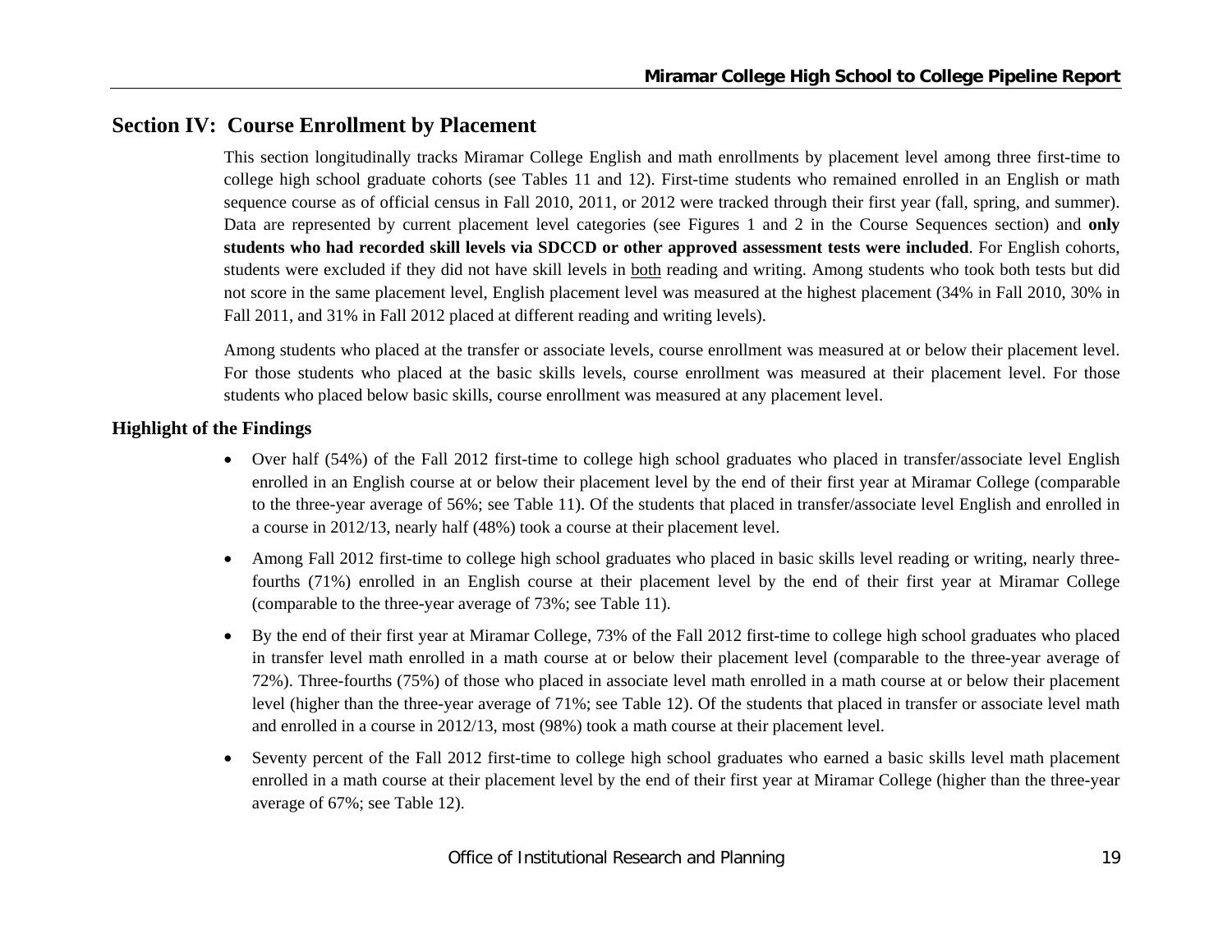## Section IV: Course Enrollment by Placement

This section longitudinally tracks Miramar College English and math enrollments by placement level among three first-time to college high school graduate cohorts (see Tables 11 and 12). First-time students who remained enrolled in an English or math sequence course as of official census in Fall 2010, 2011, or 2012 were tracked through their first year (fall, spring, and summer). Data are represented by current placement level categories (see Figures 1 and 2 in the Course Sequences section) and **only students who had recorded skill levels via SDCCD or other approved assessment tests were included**. For English cohorts, students were excluded if they did not have skill levels in both reading and writing. Among students who took both tests but did not score in the same placement level, English placement level was measured at the highest placement (34% in Fall 2010, 30% in Fall 2011, and 31% in Fall 2012 placed at different reading and writing levels).

Among students who placed at the transfer or associate levels, course enrollment was measured at or below their placement level. For those students who placed at the basic skills levels, course enrollment was measured at their placement level. For those students who placed below basic skills, course enrollment was measured at any placement level.

### Highlight of the Findings

- Over half (54%) of the Fall 2012 first-time to college high school graduates who placed in transfer/associate level English enrolled in an English course at or below their placement level by the end of their first year at Miramar College (comparable to the three-year average of 56%; see Table 11). Of the students that placed in transfer/associate level English and enrolled in a course in 2012/13, nearly half (48%) took a course at their placement level.
- Among Fall 2012 first-time to college high school graduates who placed in basic skills level reading or writing, nearly three-fourths (71%) enrolled in an English course at their placement level by the end of their first year at Miramar College (comparable to the three-year average of 73%; see Table 11).
- By the end of their first year at Miramar College, 73% of the Fall 2012 first-time to college high school graduates who placed in transfer level math enrolled in a math course at or below their placement level (comparable to the three-year average of 72%). Three-fourths (75%) of those who placed in associate level math enrolled in a math course at or below their placement level (higher than the three-year average of 71%; see Table 12). Of the students that placed in transfer or associate level math and enrolled in a course in 2012/13, most (98%) took a math course at their placement level.
- Seventy percent of the Fall 2012 first-time to college high school graduates who earned a basic skills level math placement enrolled in a math course at their placement level by the end of their first year at Miramar College (higher than the three-year average of 67%; see Table 12).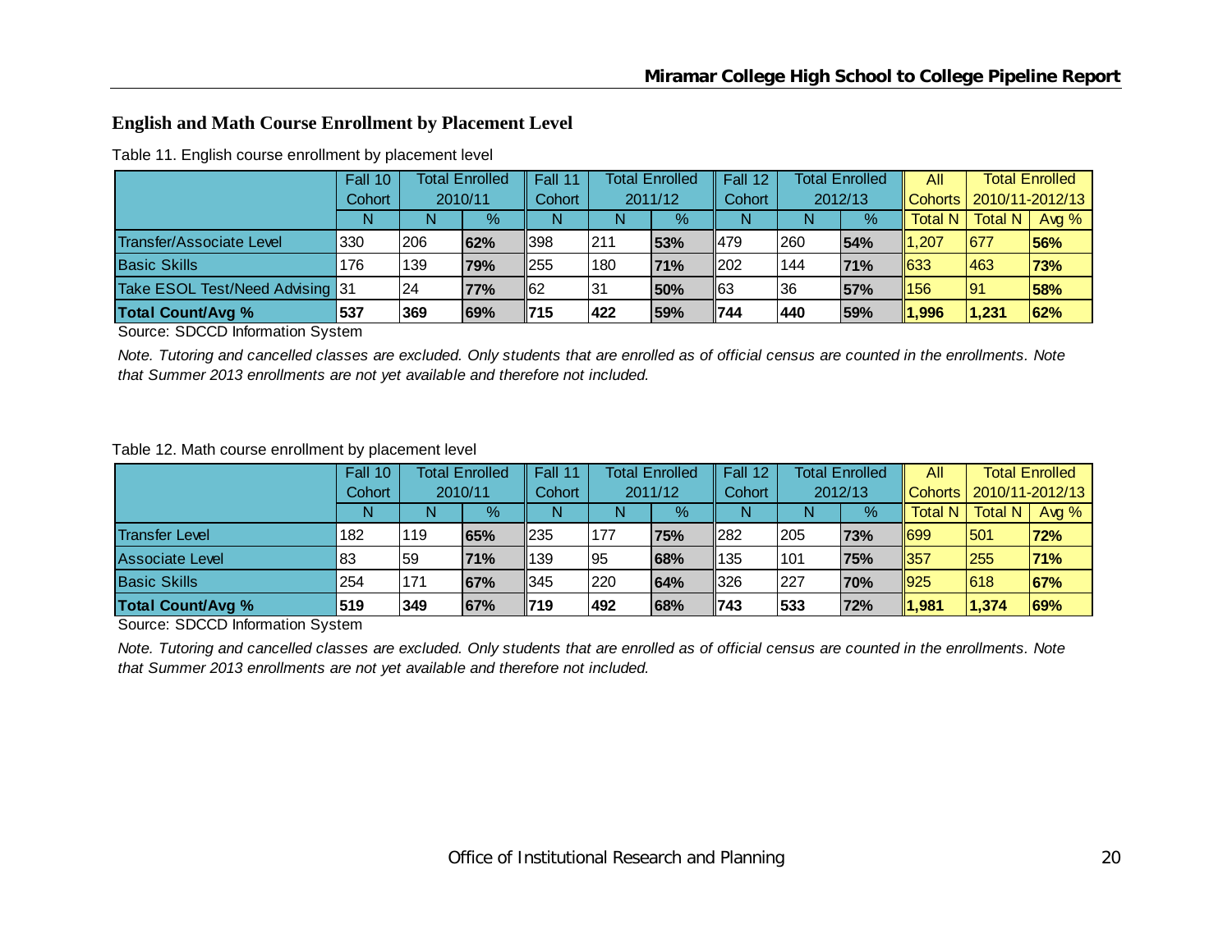## English and Math Course Enrollment by Placement Level

Table 11. English course enrollment by placement level

| | Fall 10 Cohort | Total Enrolled 2010/11 | | Fall 11 Cohort | Total Enrolled 2011/12 | | Fall 12 Cohort | Total Enrolled 2012/13 | | All Cohorts | Total Enrolled 2010/11-2012/13 | |
|---|---|---|---|---|---|---|---|---|---|---|---|---|
| | N | N | % | N | N | % | N | N | % | Total N | Total N | Avg % |
| Transfer/Associate Level | 330 | 206 | **62%** | 398 | 211 | **53%** | 479 | 260 | **54%** | 1,207 | 677 | **56%** |
| Basic Skills | 176 | 139 | **79%** | 255 | 180 | **71%** | 202 | 144 | **71%** | 633 | 463 | **73%** |
| Take ESOL Test/Need Advising | 31 | 24 | **77%** | 62 | 31 | **50%** | 63 | 36 | **57%** | 156 | 91 | **58%** |
| **Total Count/Avg %** | **537** | **369** | **69%** | **715** | **422** | **59%** | **744** | **440** | **59%** | **1,996** | **1,231** | **62%** |

Source: SDCCD Information System

*Note. Tutoring and cancelled classes are excluded. Only students that are enrolled as of official census are counted in the enrollments. Note that Summer 2013 enrollments are not yet available and therefore not included.*

Table 12. Math course enrollment by placement level

| | Fall 10 Cohort | Total Enrolled 2010/11 | | Fall 11 Cohort | Total Enrolled 2011/12 | | Fall 12 Cohort | Total Enrolled 2012/13 | | All Cohorts | Total Enrolled 2010/11-2012/13 | |
|---|---|---|---|---|---|---|---|---|---|---|---|---|
| | N | N | % | N | N | % | N | N | % | Total N | Total N | Avg % |
| Transfer Level | 182 | 119 | **65%** | 235 | 177 | **75%** | 282 | 205 | **73%** | 699 | 501 | **72%** |
| Associate Level | 83 | 59 | **71%** | 139 | 95 | **68%** | 135 | 101 | **75%** | 357 | 255 | **71%** |
| Basic Skills | 254 | 171 | **67%** | 345 | 220 | **64%** | 326 | 227 | **70%** | 925 | 618 | **67%** |
| **Total Count/Avg %** | **519** | **349** | **67%** | **719** | **492** | **68%** | **743** | **533** | **72%** | **1,981** | **1,374** | **69%** |

Source: SDCCD Information System

*Note. Tutoring and cancelled classes are excluded. Only students that are enrolled as of official census are counted in the enrollments. Note that Summer 2013 enrollments are not yet available and therefore not included.*